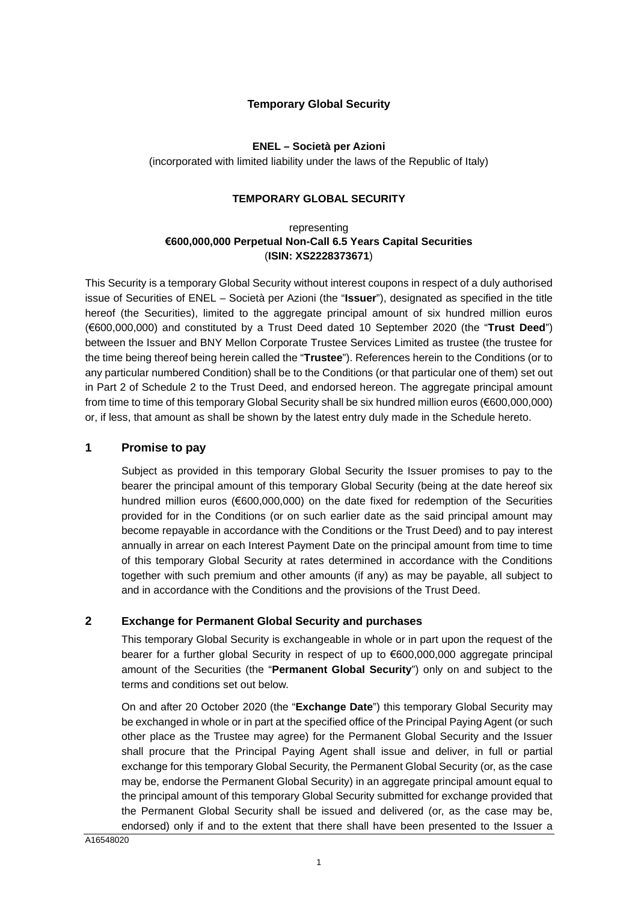# Temporary Global Security

**ENEL – Società per Azioni**

(incorporated with limited liability under the laws of the Republic of Italy)

**TEMPORARY GLOBAL SECURITY**

representing

**€600,000,000 Perpetual Non-Call 6.5 Years Capital Securities**

(**ISIN: XS2228373671**)

This Security is a temporary Global Security without interest coupons in respect of a duly authorised issue of Securities of ENEL – Società per Azioni (the "**Issuer**"), designated as specified in the title hereof (the Securities), limited to the aggregate principal amount of six hundred million euros (€600,000,000) and constituted by a Trust Deed dated 10 September 2020 (the "**Trust Deed**") between the Issuer and BNY Mellon Corporate Trustee Services Limited as trustee (the trustee for the time being thereof being herein called the "**Trustee**"). References herein to the Conditions (or to any particular numbered Condition) shall be to the Conditions (or that particular one of them) set out in Part 2 of Schedule 2 to the Trust Deed, and endorsed hereon. The aggregate principal amount from time to time of this temporary Global Security shall be six hundred million euros (€600,000,000) or, if less, that amount as shall be shown by the latest entry duly made in the Schedule hereto.

## 1 Promise to pay

Subject as provided in this temporary Global Security the Issuer promises to pay to the bearer the principal amount of this temporary Global Security (being at the date hereof six hundred million euros (€600,000,000) on the date fixed for redemption of the Securities provided for in the Conditions (or on such earlier date as the said principal amount may become repayable in accordance with the Conditions or the Trust Deed) and to pay interest annually in arrear on each Interest Payment Date on the principal amount from time to time of this temporary Global Security at rates determined in accordance with the Conditions together with such premium and other amounts (if any) as may be payable, all subject to and in accordance with the Conditions and the provisions of the Trust Deed.

## 2 Exchange for Permanent Global Security and purchases

This temporary Global Security is exchangeable in whole or in part upon the request of the bearer for a further global Security in respect of up to €600,000,000 aggregate principal amount of the Securities (the "**Permanent Global Security**") only on and subject to the terms and conditions set out below.

On and after 20 October 2020 (the "**Exchange Date**") this temporary Global Security may be exchanged in whole or in part at the specified office of the Principal Paying Agent (or such other place as the Trustee may agree) for the Permanent Global Security and the Issuer shall procure that the Principal Paying Agent shall issue and deliver, in full or partial exchange for this temporary Global Security, the Permanent Global Security (or, as the case may be, endorse the Permanent Global Security) in an aggregate principal amount equal to the principal amount of this temporary Global Security submitted for exchange provided that the Permanent Global Security shall be issued and delivered (or, as the case may be, endorsed) only if and to the extent that there shall have been presented to the Issuer a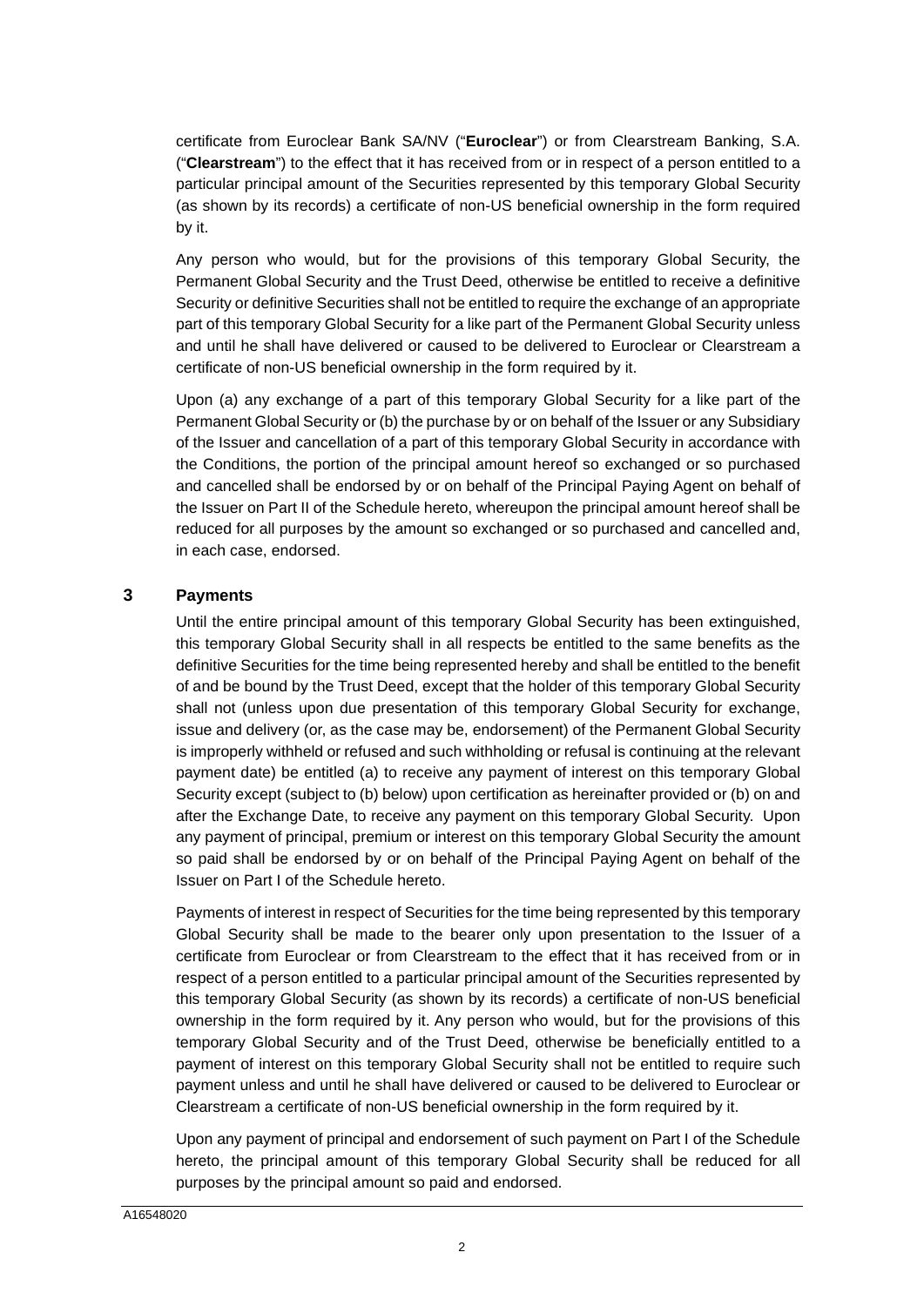certificate from Euroclear Bank SA/NV ("**Euroclear**") or from Clearstream Banking, S.A. ("**Clearstream**") to the effect that it has received from or in respect of a person entitled to a particular principal amount of the Securities represented by this temporary Global Security (as shown by its records) a certificate of non-US beneficial ownership in the form required by it.

Any person who would, but for the provisions of this temporary Global Security, the Permanent Global Security and the Trust Deed, otherwise be entitled to receive a definitive Security or definitive Securities shall not be entitled to require the exchange of an appropriate part of this temporary Global Security for a like part of the Permanent Global Security unless and until he shall have delivered or caused to be delivered to Euroclear or Clearstream a certificate of non-US beneficial ownership in the form required by it.

Upon (a) any exchange of a part of this temporary Global Security for a like part of the Permanent Global Security or (b) the purchase by or on behalf of the Issuer or any Subsidiary of the Issuer and cancellation of a part of this temporary Global Security in accordance with the Conditions, the portion of the principal amount hereof so exchanged or so purchased and cancelled shall be endorsed by or on behalf of the Principal Paying Agent on behalf of the Issuer on Part II of the Schedule hereto, whereupon the principal amount hereof shall be reduced for all purposes by the amount so exchanged or so purchased and cancelled and, in each case, endorsed.

## 3 Payments

Until the entire principal amount of this temporary Global Security has been extinguished, this temporary Global Security shall in all respects be entitled to the same benefits as the definitive Securities for the time being represented hereby and shall be entitled to the benefit of and be bound by the Trust Deed, except that the holder of this temporary Global Security shall not (unless upon due presentation of this temporary Global Security for exchange, issue and delivery (or, as the case may be, endorsement) of the Permanent Global Security is improperly withheld or refused and such withholding or refusal is continuing at the relevant payment date) be entitled (a) to receive any payment of interest on this temporary Global Security except (subject to (b) below) upon certification as hereinafter provided or (b) on and after the Exchange Date, to receive any payment on this temporary Global Security. Upon any payment of principal, premium or interest on this temporary Global Security the amount so paid shall be endorsed by or on behalf of the Principal Paying Agent on behalf of the Issuer on Part I of the Schedule hereto.

Payments of interest in respect of Securities for the time being represented by this temporary Global Security shall be made to the bearer only upon presentation to the Issuer of a certificate from Euroclear or from Clearstream to the effect that it has received from or in respect of a person entitled to a particular principal amount of the Securities represented by this temporary Global Security (as shown by its records) a certificate of non-US beneficial ownership in the form required by it. Any person who would, but for the provisions of this temporary Global Security and of the Trust Deed, otherwise be beneficially entitled to a payment of interest on this temporary Global Security shall not be entitled to require such payment unless and until he shall have delivered or caused to be delivered to Euroclear or Clearstream a certificate of non-US beneficial ownership in the form required by it.

Upon any payment of principal and endorsement of such payment on Part I of the Schedule hereto, the principal amount of this temporary Global Security shall be reduced for all purposes by the principal amount so paid and endorsed.

A16548020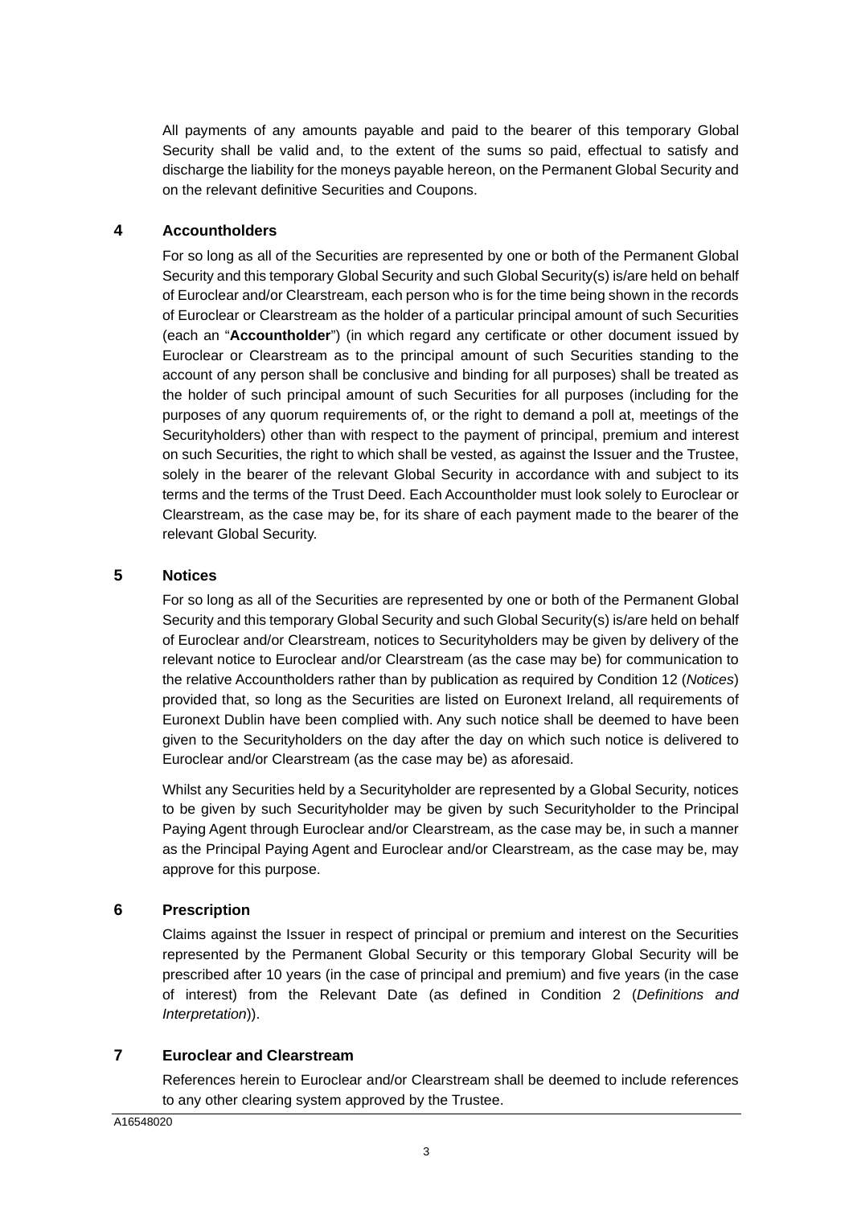All payments of any amounts payable and paid to the bearer of this temporary Global Security shall be valid and, to the extent of the sums so paid, effectual to satisfy and discharge the liability for the moneys payable hereon, on the Permanent Global Security and on the relevant definitive Securities and Coupons.

## 4 Accountholders

For so long as all of the Securities are represented by one or both of the Permanent Global Security and this temporary Global Security and such Global Security(s) is/are held on behalf of Euroclear and/or Clearstream, each person who is for the time being shown in the records of Euroclear or Clearstream as the holder of a particular principal amount of such Securities (each an "**Accountholder**") (in which regard any certificate or other document issued by Euroclear or Clearstream as to the principal amount of such Securities standing to the account of any person shall be conclusive and binding for all purposes) shall be treated as the holder of such principal amount of such Securities for all purposes (including for the purposes of any quorum requirements of, or the right to demand a poll at, meetings of the Securityholders) other than with respect to the payment of principal, premium and interest on such Securities, the right to which shall be vested, as against the Issuer and the Trustee, solely in the bearer of the relevant Global Security in accordance with and subject to its terms and the terms of the Trust Deed. Each Accountholder must look solely to Euroclear or Clearstream, as the case may be, for its share of each payment made to the bearer of the relevant Global Security.

## 5 Notices

For so long as all of the Securities are represented by one or both of the Permanent Global Security and this temporary Global Security and such Global Security(s) is/are held on behalf of Euroclear and/or Clearstream, notices to Securityholders may be given by delivery of the relevant notice to Euroclear and/or Clearstream (as the case may be) for communication to the relative Accountholders rather than by publication as required by Condition 12 (*Notices*) provided that, so long as the Securities are listed on Euronext Ireland, all requirements of Euronext Dublin have been complied with. Any such notice shall be deemed to have been given to the Securityholders on the day after the day on which such notice is delivered to Euroclear and/or Clearstream (as the case may be) as aforesaid.

Whilst any Securities held by a Securityholder are represented by a Global Security, notices to be given by such Securityholder may be given by such Securityholder to the Principal Paying Agent through Euroclear and/or Clearstream, as the case may be, in such a manner as the Principal Paying Agent and Euroclear and/or Clearstream, as the case may be, may approve for this purpose.

## 6 Prescription

Claims against the Issuer in respect of principal or premium and interest on the Securities represented by the Permanent Global Security or this temporary Global Security will be prescribed after 10 years (in the case of principal and premium) and five years (in the case of interest) from the Relevant Date (as defined in Condition 2 (*Definitions and Interpretation*)).

## 7 Euroclear and Clearstream

References herein to Euroclear and/or Clearstream shall be deemed to include references to any other clearing system approved by the Trustee.

A16548020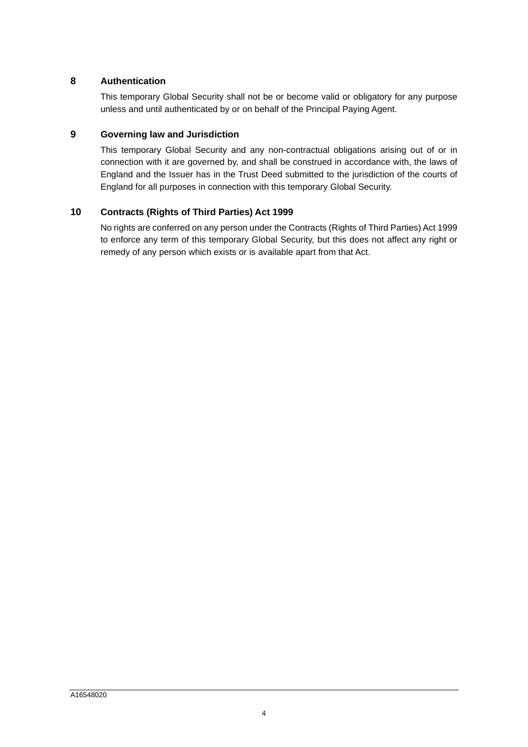## 8 Authentication

This temporary Global Security shall not be or become valid or obligatory for any purpose unless and until authenticated by or on behalf of the Principal Paying Agent.

## 9 Governing law and Jurisdiction

This temporary Global Security and any non-contractual obligations arising out of or in connection with it are governed by, and shall be construed in accordance with, the laws of England and the Issuer has in the Trust Deed submitted to the jurisdiction of the courts of England for all purposes in connection with this temporary Global Security.

## 10 Contracts (Rights of Third Parties) Act 1999

No rights are conferred on any person under the Contracts (Rights of Third Parties) Act 1999 to enforce any term of this temporary Global Security, but this does not affect any right or remedy of any person which exists or is available apart from that Act.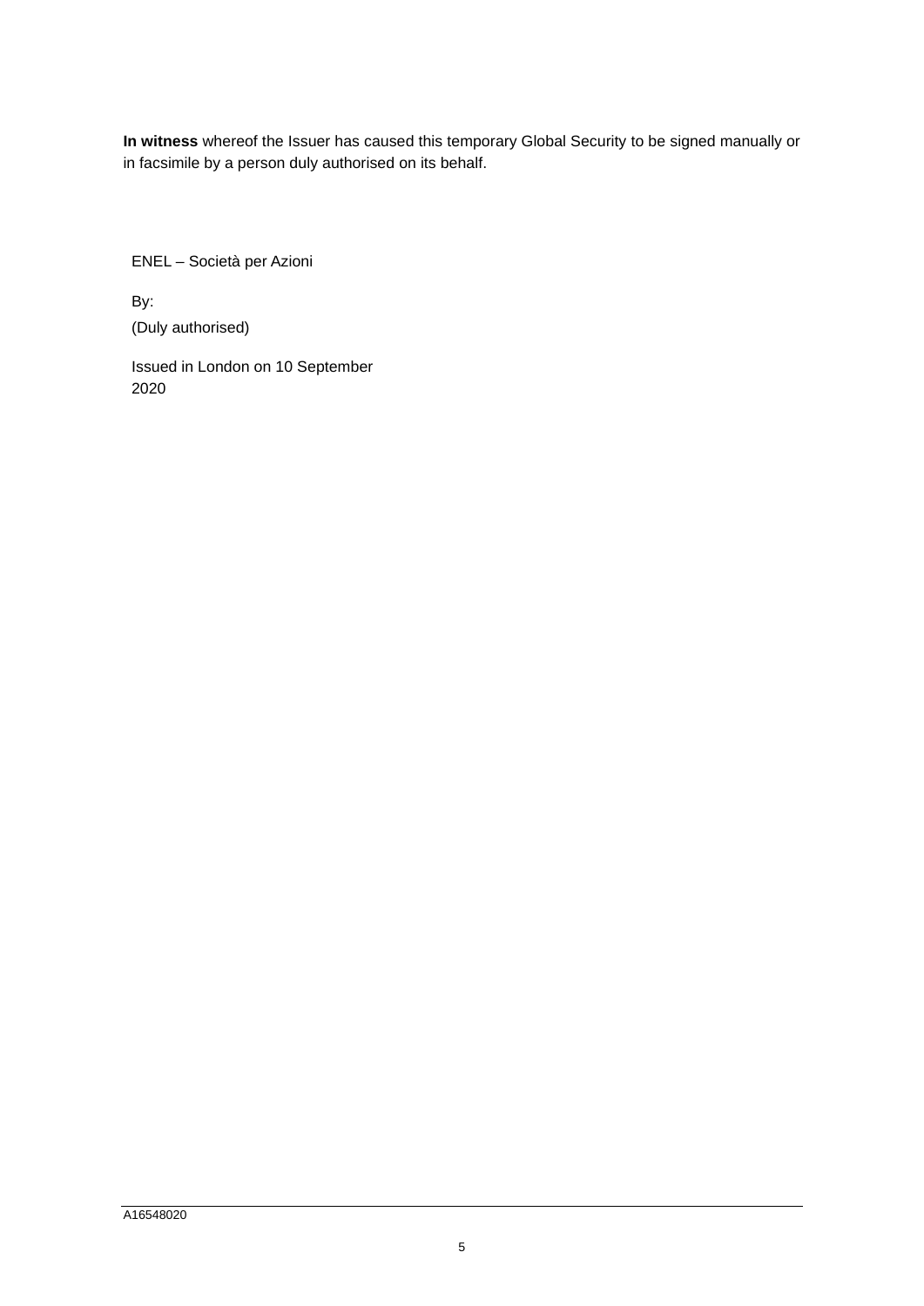**In witness** whereof the Issuer has caused this temporary Global Security to be signed manually or in facsimile by a person duly authorised on its behalf.

ENEL – Società per Azioni

By:

(Duly authorised)

Issued in London on 10 September 2020

A16548020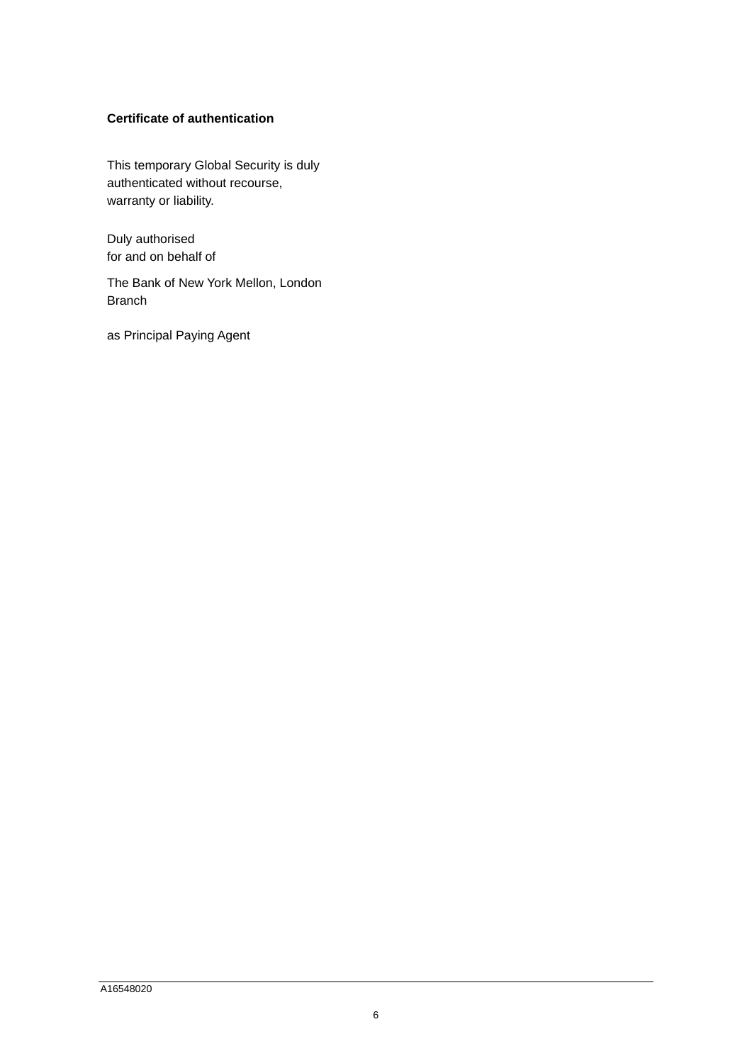**Certificate of authentication**

This temporary Global Security is duly authenticated without recourse, warranty or liability.

Duly authorised
for and on behalf of

The Bank of New York Mellon, London Branch

as Principal Paying Agent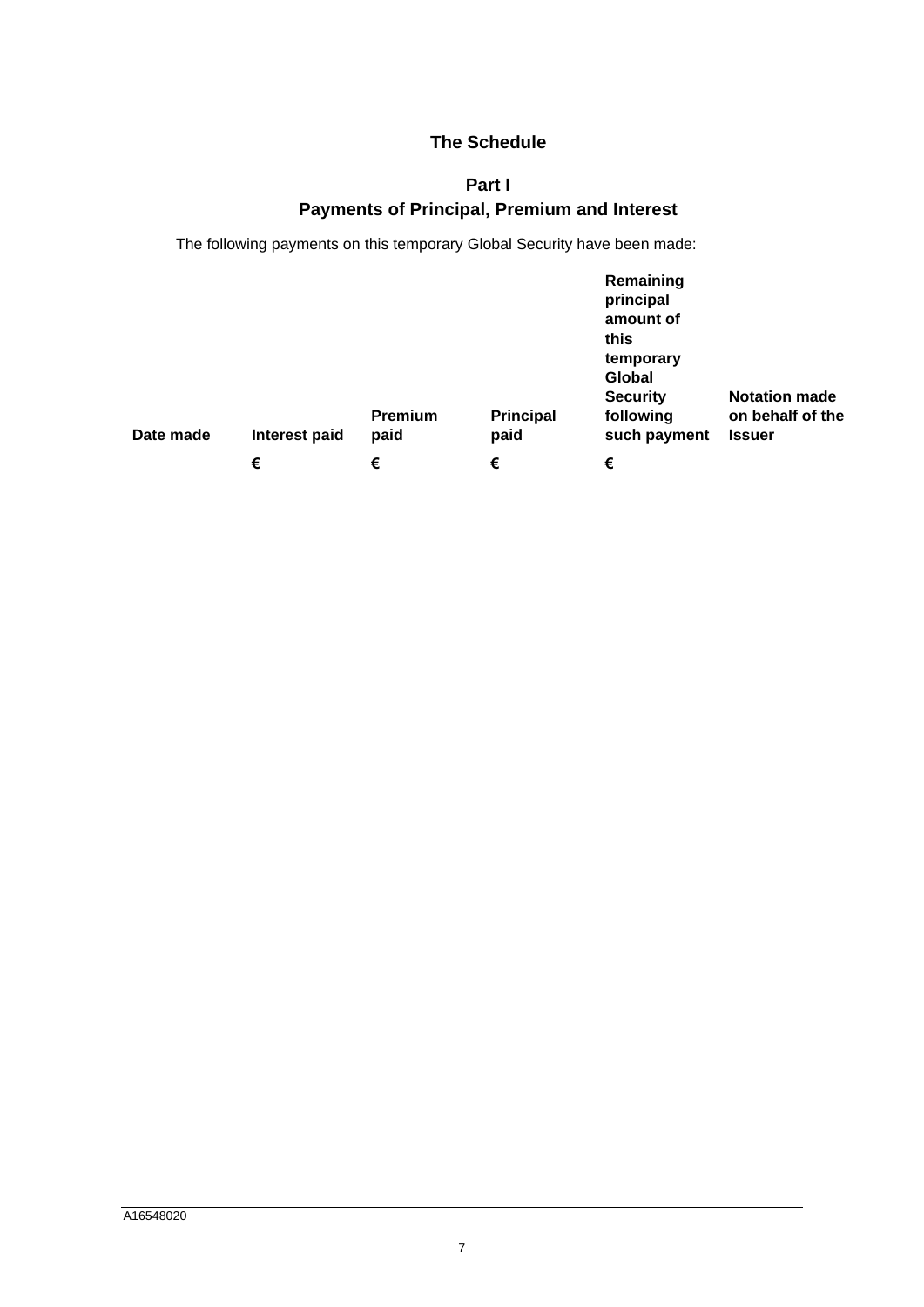## The Schedule

### Part I
### Payments of Principal, Premium and Interest

The following payments on this temporary Global Security have been made:

| **Date made** | **Interest paid** | **Premium paid** | **Principal paid** | **Remaining principal amount of this temporary Global Security following such payment** | **Notation made on behalf of the Issuer** |
|---|---|---|---|---|---|
| | € | € | € | € | |

A16548020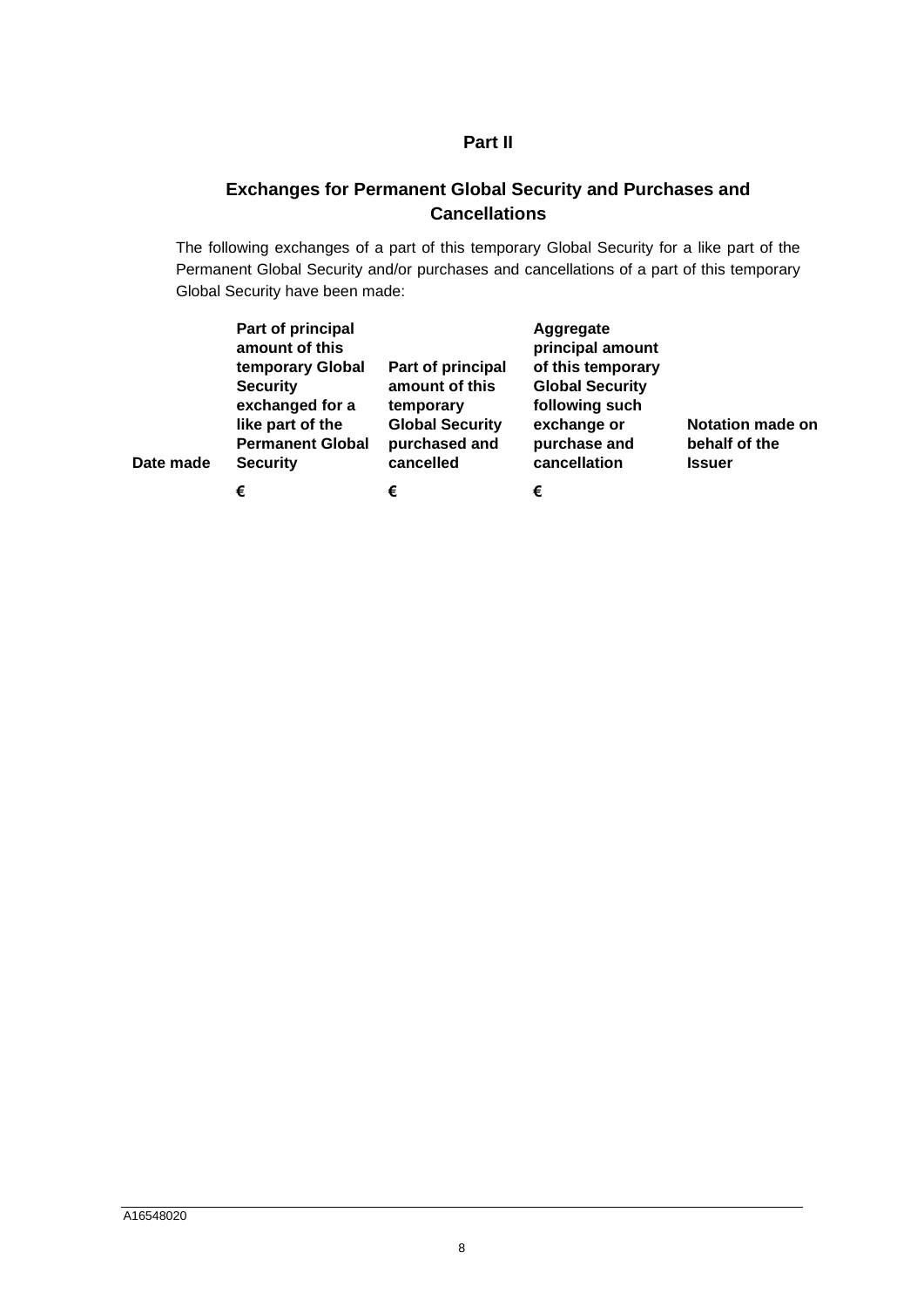## Part II

### Exchanges for Permanent Global Security and Purchases and Cancellations

The following exchanges of a part of this temporary Global Security for a like part of the Permanent Global Security and/or purchases and cancellations of a part of this temporary Global Security have been made:

| Date made | Part of principal amount of this temporary Global Security exchanged for a like part of the Permanent Global Security | Part of principal amount of this temporary Global Security purchased and cancelled | Aggregate principal amount of this temporary Global Security following such exchange or purchase and cancellation | Notation made on behalf of the Issuer |
|---|---|---|---|---|
| | € | € | € | |

A16548020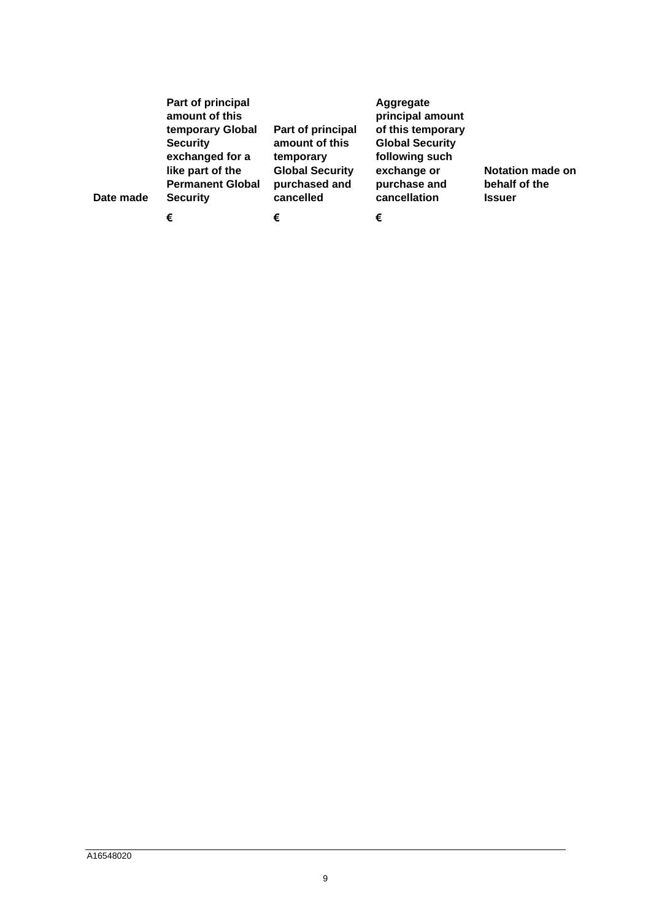| Date made | Part of principal amount of this temporary Global Security exchanged for a like part of the Permanent Global Security | Part of principal amount of this temporary Global Security purchased and cancelled | Aggregate principal amount of this temporary Global Security following such exchange or purchase and cancellation | Notation made on behalf of the Issuer |
|---|---|---|---|---|
| | € | € | € | |

A16548020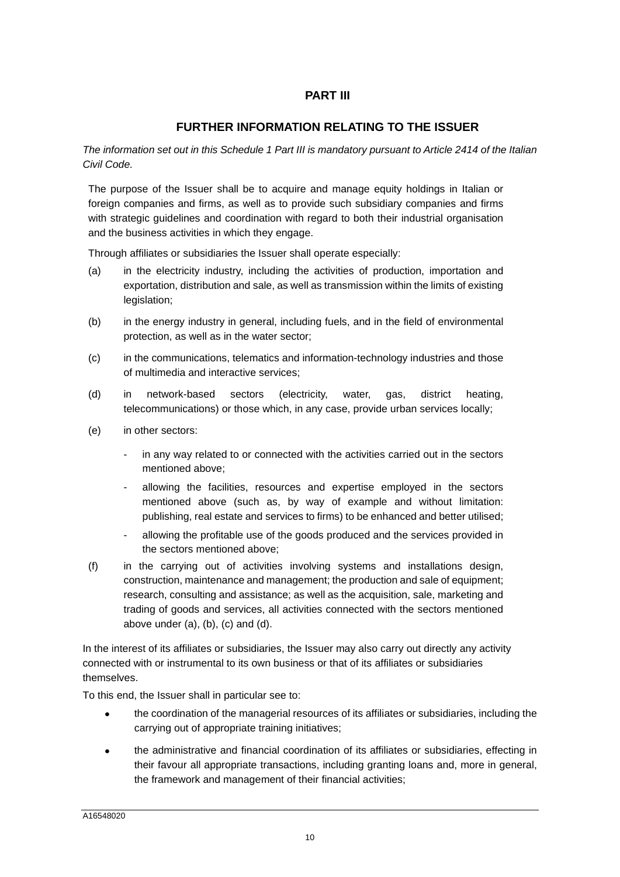# PART III

## FURTHER INFORMATION RELATING TO THE ISSUER

*The information set out in this Schedule 1 Part III is mandatory pursuant to Article 2414 of the Italian Civil Code.*

The purpose of the Issuer shall be to acquire and manage equity holdings in Italian or foreign companies and firms, as well as to provide such subsidiary companies and firms with strategic guidelines and coordination with regard to both their industrial organisation and the business activities in which they engage.

Through affiliates or subsidiaries the Issuer shall operate especially:

(a) in the electricity industry, including the activities of production, importation and exportation, distribution and sale, as well as transmission within the limits of existing legislation;

(b) in the energy industry in general, including fuels, and in the field of environmental protection, as well as in the water sector;

(c) in the communications, telematics and information-technology industries and those of multimedia and interactive services;

(d) in network-based sectors (electricity, water, gas, district heating, telecommunications) or those which, in any case, provide urban services locally;

(e) in other sectors:

- in any way related to or connected with the activities carried out in the sectors mentioned above;
- allowing the facilities, resources and expertise employed in the sectors mentioned above (such as, by way of example and without limitation: publishing, real estate and services to firms) to be enhanced and better utilised;
- allowing the profitable use of the goods produced and the services provided in the sectors mentioned above;

(f) in the carrying out of activities involving systems and installations design, construction, maintenance and management; the production and sale of equipment; research, consulting and assistance; as well as the acquisition, sale, marketing and trading of goods and services, all activities connected with the sectors mentioned above under (a), (b), (c) and (d).

In the interest of its affiliates or subsidiaries, the Issuer may also carry out directly any activity connected with or instrumental to its own business or that of its affiliates or subsidiaries themselves.

To this end, the Issuer shall in particular see to:

- the coordination of the managerial resources of its affiliates or subsidiaries, including the carrying out of appropriate training initiatives;
- the administrative and financial coordination of its affiliates or subsidiaries, effecting in their favour all appropriate transactions, including granting loans and, more in general, the framework and management of their financial activities;

A16548020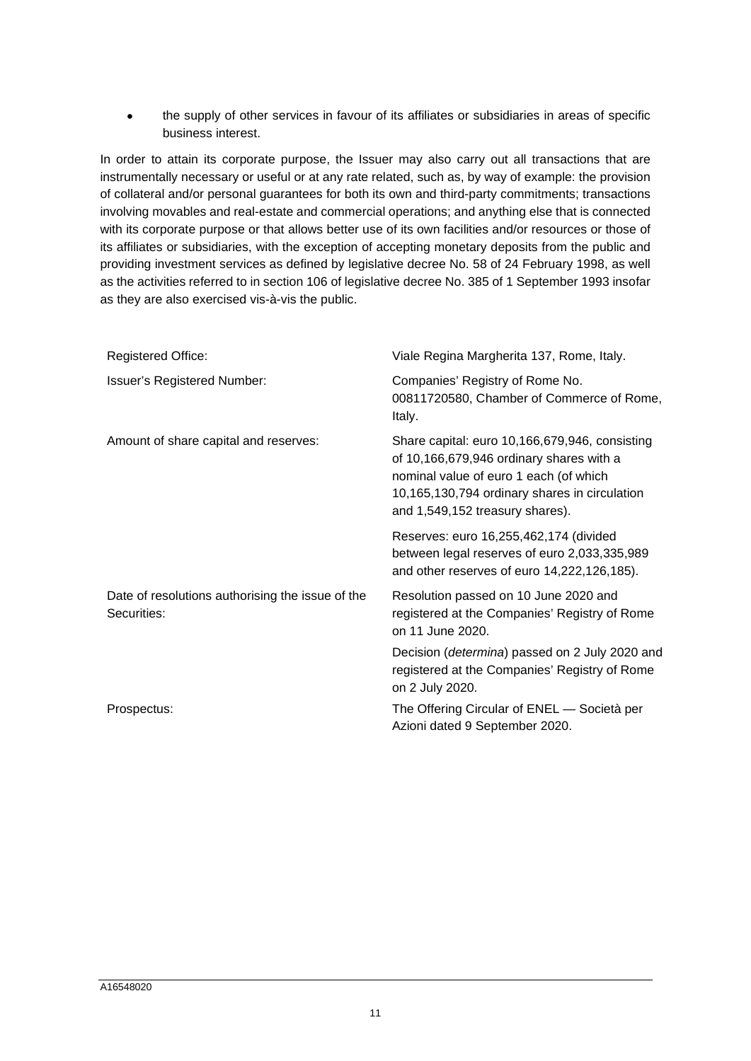- the supply of other services in favour of its affiliates or subsidiaries in areas of specific business interest.

In order to attain its corporate purpose, the Issuer may also carry out all transactions that are instrumentally necessary or useful or at any rate related, such as, by way of example: the provision of collateral and/or personal guarantees for both its own and third-party commitments; transactions involving movables and real-estate and commercial operations; and anything else that is connected with its corporate purpose or that allows better use of its own facilities and/or resources or those of its affiliates or subsidiaries, with the exception of accepting monetary deposits from the public and providing investment services as defined by legislative decree No. 58 of 24 February 1998, as well as the activities referred to in section 106 of legislative decree No. 385 of 1 September 1993 insofar as they are also exercised vis-à-vis the public.

| | |
|---|---|
| Registered Office: | Viale Regina Margherita 137, Rome, Italy. |
| Issuer's Registered Number: | Companies' Registry of Rome No. 00811720580, Chamber of Commerce of Rome, Italy. |
| Amount of share capital and reserves: | Share capital: euro 10,166,679,946, consisting of 10,166,679,946 ordinary shares with a nominal value of euro 1 each (of which 10,165,130,794 ordinary shares in circulation and 1,549,152 treasury shares). |
| | Reserves: euro 16,255,462,174 (divided between legal reserves of euro 2,033,335,989 and other reserves of euro 14,222,126,185). |
| Date of resolutions authorising the issue of the Securities: | Resolution passed on 10 June 2020 and registered at the Companies' Registry of Rome on 11 June 2020. |
| | Decision (*determina*) passed on 2 July 2020 and registered at the Companies' Registry of Rome on 2 July 2020. |
| Prospectus: | The Offering Circular of ENEL — Società per Azioni dated 9 September 2020. |

A16548020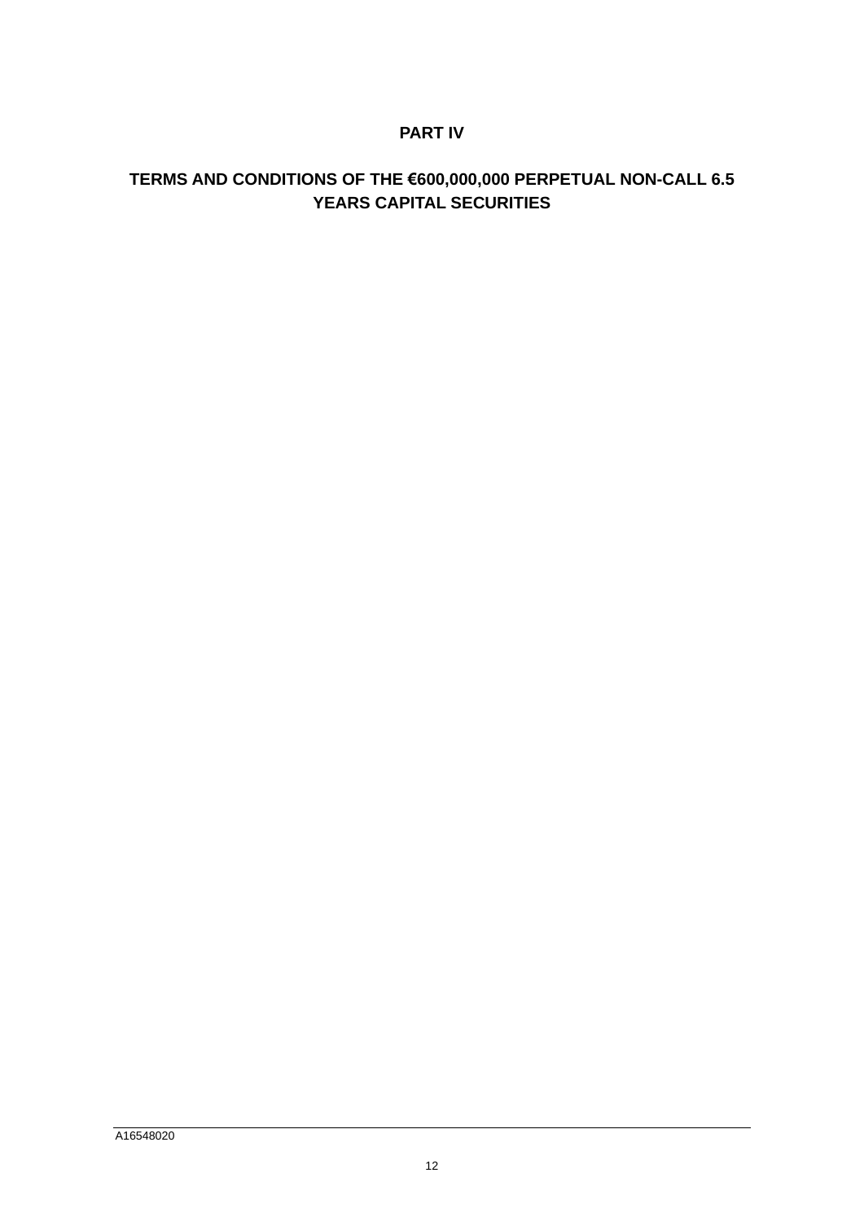# PART IV

## TERMS AND CONDITIONS OF THE €600,000,000 PERPETUAL NON-CALL 6.5 YEARS CAPITAL SECURITIES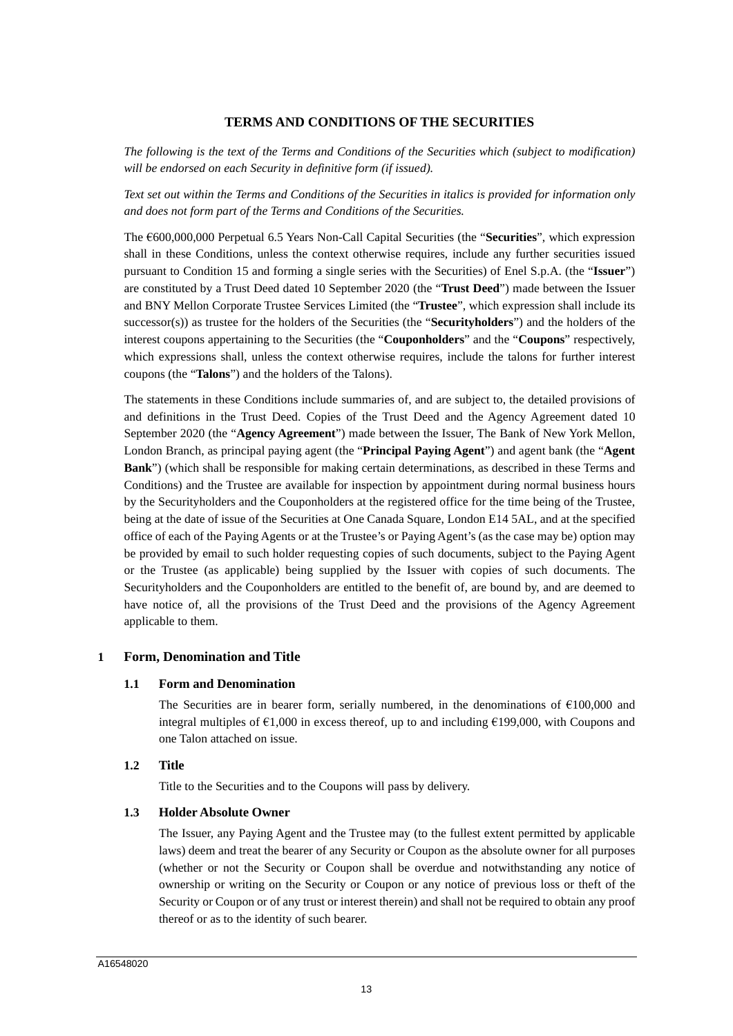# TERMS AND CONDITIONS OF THE SECURITIES

*The following is the text of the Terms and Conditions of the Securities which (subject to modification) will be endorsed on each Security in definitive form (if issued).*

*Text set out within the Terms and Conditions of the Securities in italics is provided for information only and does not form part of the Terms and Conditions of the Securities.*

The €600,000,000 Perpetual 6.5 Years Non-Call Capital Securities (the "**Securities**", which expression shall in these Conditions, unless the context otherwise requires, include any further securities issued pursuant to Condition 15 and forming a single series with the Securities) of Enel S.p.A. (the "**Issuer**") are constituted by a Trust Deed dated 10 September 2020 (the "**Trust Deed**") made between the Issuer and BNY Mellon Corporate Trustee Services Limited (the "**Trustee**", which expression shall include its successor(s)) as trustee for the holders of the Securities (the "**Securityholders**") and the holders of the interest coupons appertaining to the Securities (the "**Couponholders**" and the "**Coupons**" respectively, which expressions shall, unless the context otherwise requires, include the talons for further interest coupons (the "**Talons**") and the holders of the Talons).

The statements in these Conditions include summaries of, and are subject to, the detailed provisions of and definitions in the Trust Deed. Copies of the Trust Deed and the Agency Agreement dated 10 September 2020 (the "**Agency Agreement**") made between the Issuer, The Bank of New York Mellon, London Branch, as principal paying agent (the "**Principal Paying Agent**") and agent bank (the "**Agent Bank**") (which shall be responsible for making certain determinations, as described in these Terms and Conditions) and the Trustee are available for inspection by appointment during normal business hours by the Securityholders and the Couponholders at the registered office for the time being of the Trustee, being at the date of issue of the Securities at One Canada Square, London E14 5AL, and at the specified office of each of the Paying Agents or at the Trustee's or Paying Agent's (as the case may be) option may be provided by email to such holder requesting copies of such documents, subject to the Paying Agent or the Trustee (as applicable) being supplied by the Issuer with copies of such documents. The Securityholders and the Couponholders are entitled to the benefit of, are bound by, and are deemed to have notice of, all the provisions of the Trust Deed and the provisions of the Agency Agreement applicable to them.

## 1 Form, Denomination and Title

### 1.1 Form and Denomination

The Securities are in bearer form, serially numbered, in the denominations of €100,000 and integral multiples of €1,000 in excess thereof, up to and including €199,000, with Coupons and one Talon attached on issue.

### 1.2 Title

Title to the Securities and to the Coupons will pass by delivery.

### 1.3 Holder Absolute Owner

The Issuer, any Paying Agent and the Trustee may (to the fullest extent permitted by applicable laws) deem and treat the bearer of any Security or Coupon as the absolute owner for all purposes (whether or not the Security or Coupon shall be overdue and notwithstanding any notice of ownership or writing on the Security or Coupon or any notice of previous loss or theft of the Security or Coupon or of any trust or interest therein) and shall not be required to obtain any proof thereof or as to the identity of such bearer.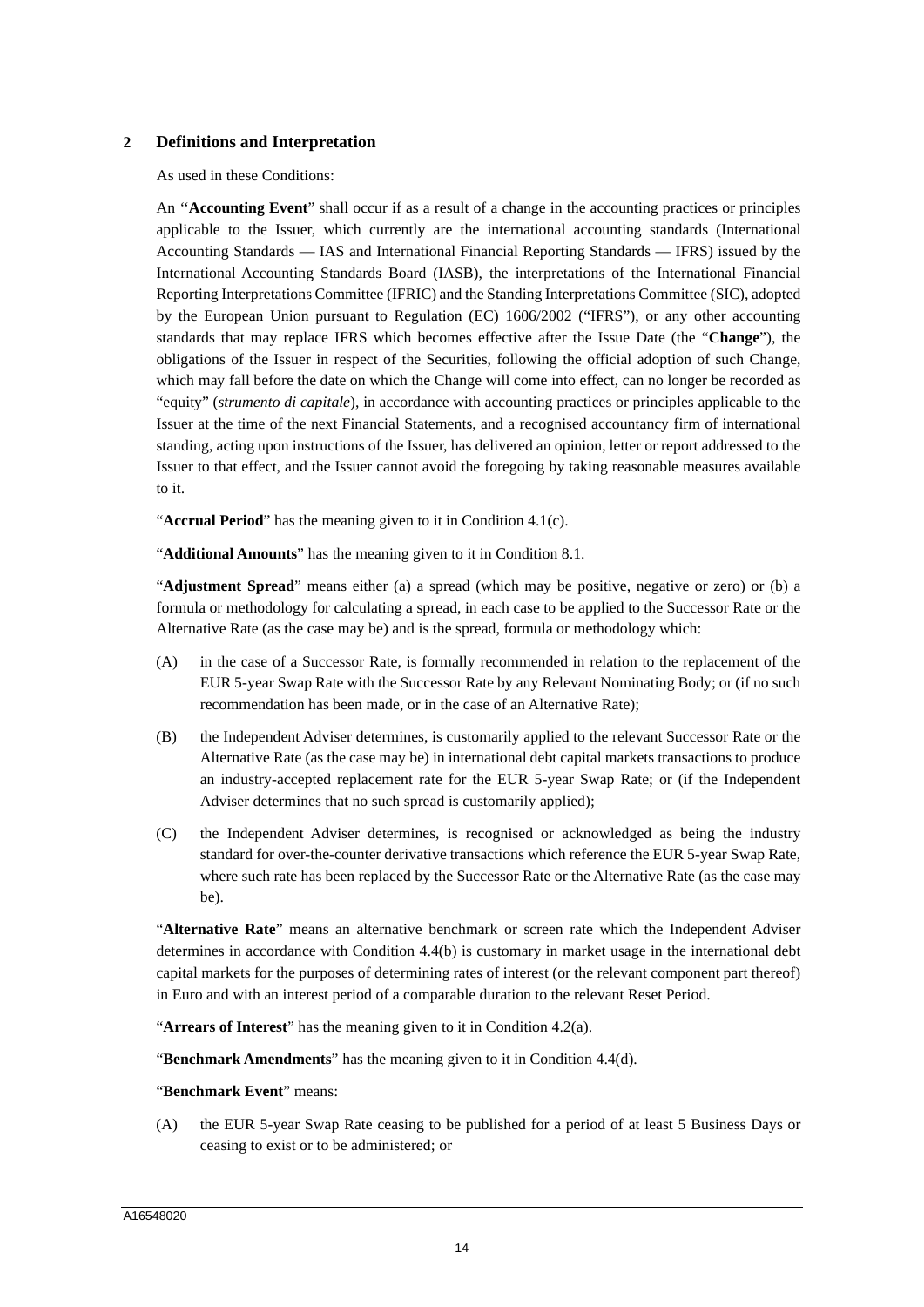## 2 Definitions and Interpretation

As used in these Conditions:

An "**Accounting Event**" shall occur if as a result of a change in the accounting practices or principles applicable to the Issuer, which currently are the international accounting standards (International Accounting Standards — IAS and International Financial Reporting Standards — IFRS) issued by the International Accounting Standards Board (IASB), the interpretations of the International Financial Reporting Interpretations Committee (IFRIC) and the Standing Interpretations Committee (SIC), adopted by the European Union pursuant to Regulation (EC) 1606/2002 ("IFRS"), or any other accounting standards that may replace IFRS which becomes effective after the Issue Date (the "**Change**"), the obligations of the Issuer in respect of the Securities, following the official adoption of such Change, which may fall before the date on which the Change will come into effect, can no longer be recorded as "equity" (*strumento di capitale*), in accordance with accounting practices or principles applicable to the Issuer at the time of the next Financial Statements, and a recognised accountancy firm of international standing, acting upon instructions of the Issuer, has delivered an opinion, letter or report addressed to the Issuer to that effect, and the Issuer cannot avoid the foregoing by taking reasonable measures available to it.

"**Accrual Period**" has the meaning given to it in Condition 4.1(c).

"**Additional Amounts**" has the meaning given to it in Condition 8.1.

"**Adjustment Spread**" means either (a) a spread (which may be positive, negative or zero) or (b) a formula or methodology for calculating a spread, in each case to be applied to the Successor Rate or the Alternative Rate (as the case may be) and is the spread, formula or methodology which:

(A) in the case of a Successor Rate, is formally recommended in relation to the replacement of the EUR 5-year Swap Rate with the Successor Rate by any Relevant Nominating Body; or (if no such recommendation has been made, or in the case of an Alternative Rate);

(B) the Independent Adviser determines, is customarily applied to the relevant Successor Rate or the Alternative Rate (as the case may be) in international debt capital markets transactions to produce an industry-accepted replacement rate for the EUR 5-year Swap Rate; or (if the Independent Adviser determines that no such spread is customarily applied);

(C) the Independent Adviser determines, is recognised or acknowledged as being the industry standard for over-the-counter derivative transactions which reference the EUR 5-year Swap Rate, where such rate has been replaced by the Successor Rate or the Alternative Rate (as the case may be).

"**Alternative Rate**" means an alternative benchmark or screen rate which the Independent Adviser determines in accordance with Condition 4.4(b) is customary in market usage in the international debt capital markets for the purposes of determining rates of interest (or the relevant component part thereof) in Euro and with an interest period of a comparable duration to the relevant Reset Period.

"**Arrears of Interest**" has the meaning given to it in Condition 4.2(a).

"**Benchmark Amendments**" has the meaning given to it in Condition 4.4(d).

"**Benchmark Event**" means:

(A) the EUR 5-year Swap Rate ceasing to be published for a period of at least 5 Business Days or ceasing to exist or to be administered; or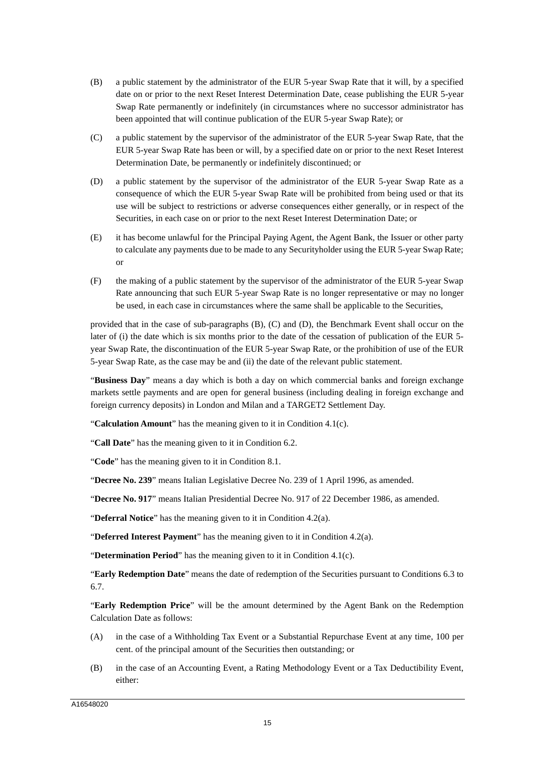(B) a public statement by the administrator of the EUR 5-year Swap Rate that it will, by a specified date on or prior to the next Reset Interest Determination Date, cease publishing the EUR 5-year Swap Rate permanently or indefinitely (in circumstances where no successor administrator has been appointed that will continue publication of the EUR 5-year Swap Rate); or

(C) a public statement by the supervisor of the administrator of the EUR 5-year Swap Rate, that the EUR 5-year Swap Rate has been or will, by a specified date on or prior to the next Reset Interest Determination Date, be permanently or indefinitely discontinued; or

(D) a public statement by the supervisor of the administrator of the EUR 5-year Swap Rate as a consequence of which the EUR 5-year Swap Rate will be prohibited from being used or that its use will be subject to restrictions or adverse consequences either generally, or in respect of the Securities, in each case on or prior to the next Reset Interest Determination Date; or

(E) it has become unlawful for the Principal Paying Agent, the Agent Bank, the Issuer or other party to calculate any payments due to be made to any Securityholder using the EUR 5-year Swap Rate; or

(F) the making of a public statement by the supervisor of the administrator of the EUR 5-year Swap Rate announcing that such EUR 5-year Swap Rate is no longer representative or may no longer be used, in each case in circumstances where the same shall be applicable to the Securities,

provided that in the case of sub-paragraphs (B), (C) and (D), the Benchmark Event shall occur on the later of (i) the date which is six months prior to the date of the cessation of publication of the EUR 5-year Swap Rate, the discontinuation of the EUR 5-year Swap Rate, or the prohibition of use of the EUR 5-year Swap Rate, as the case may be and (ii) the date of the relevant public statement.

"**Business Day**" means a day which is both a day on which commercial banks and foreign exchange markets settle payments and are open for general business (including dealing in foreign exchange and foreign currency deposits) in London and Milan and a TARGET2 Settlement Day.

"**Calculation Amount**" has the meaning given to it in Condition 4.1(c).

"**Call Date**" has the meaning given to it in Condition 6.2.

"**Code**" has the meaning given to it in Condition 8.1.

"**Decree No. 239**" means Italian Legislative Decree No. 239 of 1 April 1996, as amended.

"**Decree No. 917**" means Italian Presidential Decree No. 917 of 22 December 1986, as amended.

"**Deferral Notice**" has the meaning given to it in Condition 4.2(a).

"**Deferred Interest Payment**" has the meaning given to it in Condition 4.2(a).

"**Determination Period**" has the meaning given to it in Condition 4.1(c).

"**Early Redemption Date**" means the date of redemption of the Securities pursuant to Conditions 6.3 to 6.7.

"**Early Redemption Price**" will be the amount determined by the Agent Bank on the Redemption Calculation Date as follows:

(A) in the case of a Withholding Tax Event or a Substantial Repurchase Event at any time, 100 per cent. of the principal amount of the Securities then outstanding; or

(B) in the case of an Accounting Event, a Rating Methodology Event or a Tax Deductibility Event, either: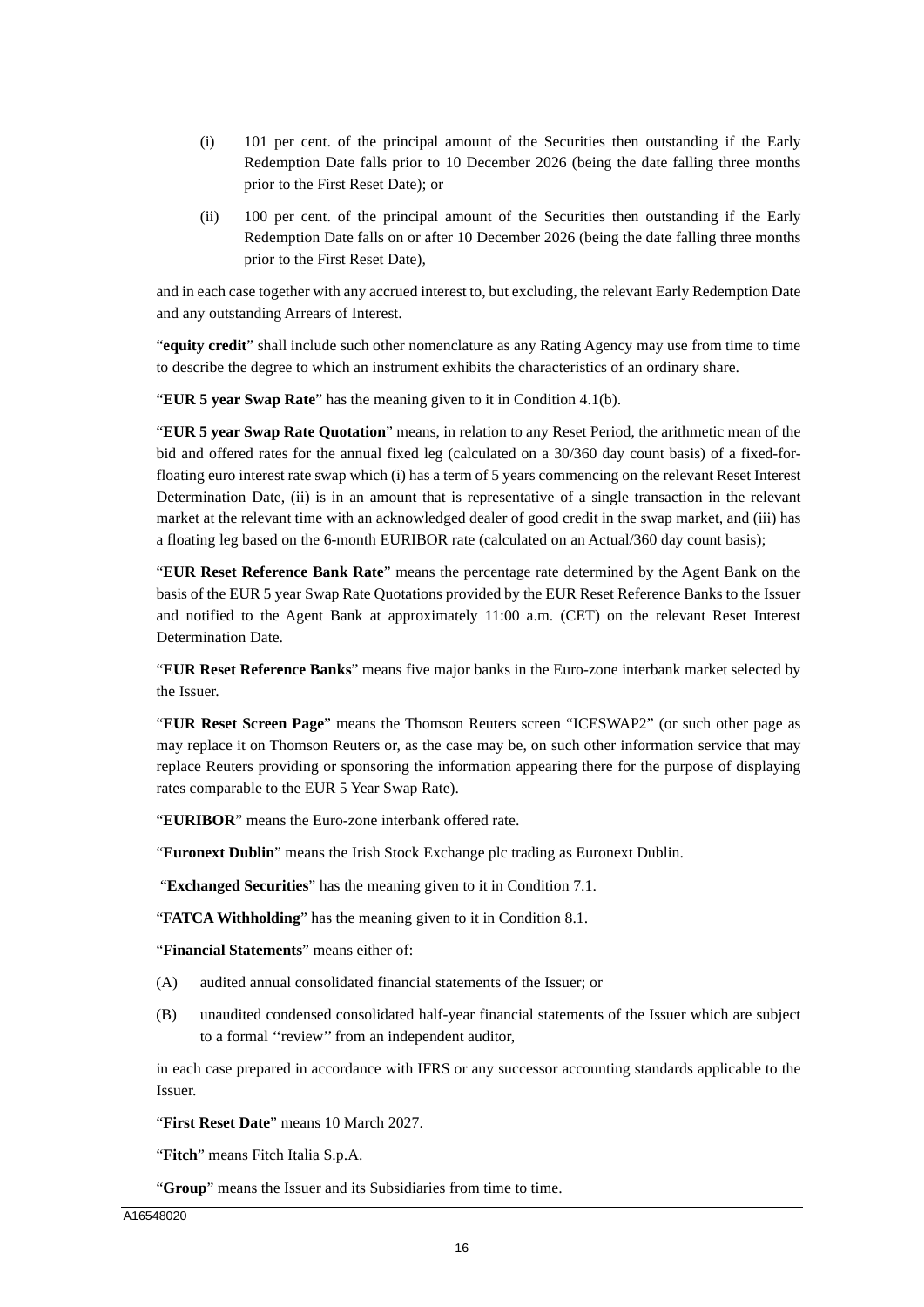(i) 101 per cent. of the principal amount of the Securities then outstanding if the Early Redemption Date falls prior to 10 December 2026 (being the date falling three months prior to the First Reset Date); or

(ii) 100 per cent. of the principal amount of the Securities then outstanding if the Early Redemption Date falls on or after 10 December 2026 (being the date falling three months prior to the First Reset Date),

and in each case together with any accrued interest to, but excluding, the relevant Early Redemption Date and any outstanding Arrears of Interest.

"**equity credit**" shall include such other nomenclature as any Rating Agency may use from time to time to describe the degree to which an instrument exhibits the characteristics of an ordinary share.

"**EUR 5 year Swap Rate**" has the meaning given to it in Condition 4.1(b).

"**EUR 5 year Swap Rate Quotation**" means, in relation to any Reset Period, the arithmetic mean of the bid and offered rates for the annual fixed leg (calculated on a 30/360 day count basis) of a fixed-for-floating euro interest rate swap which (i) has a term of 5 years commencing on the relevant Reset Interest Determination Date, (ii) is in an amount that is representative of a single transaction in the relevant market at the relevant time with an acknowledged dealer of good credit in the swap market, and (iii) has a floating leg based on the 6-month EURIBOR rate (calculated on an Actual/360 day count basis);

"**EUR Reset Reference Bank Rate**" means the percentage rate determined by the Agent Bank on the basis of the EUR 5 year Swap Rate Quotations provided by the EUR Reset Reference Banks to the Issuer and notified to the Agent Bank at approximately 11:00 a.m. (CET) on the relevant Reset Interest Determination Date.

"**EUR Reset Reference Banks**" means five major banks in the Euro-zone interbank market selected by the Issuer.

"**EUR Reset Screen Page**" means the Thomson Reuters screen "ICESWAP2" (or such other page as may replace it on Thomson Reuters or, as the case may be, on such other information service that may replace Reuters providing or sponsoring the information appearing there for the purpose of displaying rates comparable to the EUR 5 Year Swap Rate).

"**EURIBOR**" means the Euro-zone interbank offered rate.

"**Euronext Dublin**" means the Irish Stock Exchange plc trading as Euronext Dublin.

"**Exchanged Securities**" has the meaning given to it in Condition 7.1.

"**FATCA Withholding**" has the meaning given to it in Condition 8.1.

"**Financial Statements**" means either of:

(A) audited annual consolidated financial statements of the Issuer; or

(B) unaudited condensed consolidated half-year financial statements of the Issuer which are subject to a formal ''review'' from an independent auditor,

in each case prepared in accordance with IFRS or any successor accounting standards applicable to the Issuer.

"**First Reset Date**" means 10 March 2027.

"**Fitch**" means Fitch Italia S.p.A.

"**Group**" means the Issuer and its Subsidiaries from time to time.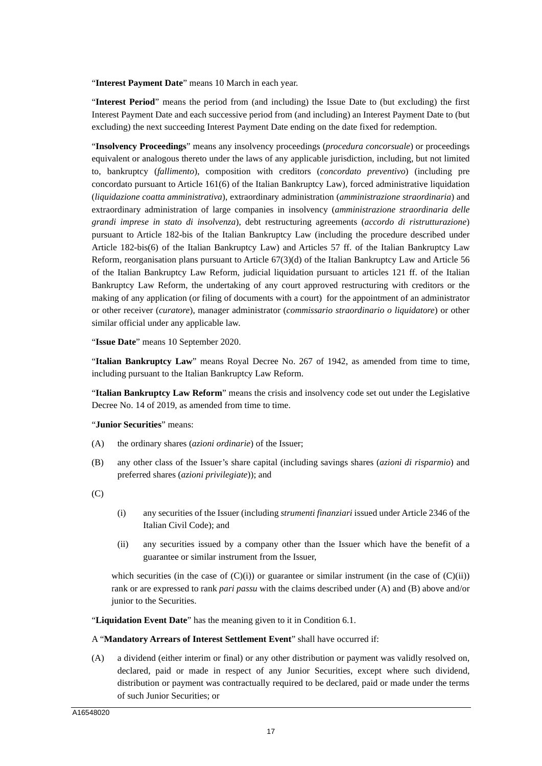"**Interest Payment Date**" means 10 March in each year.

"**Interest Period**" means the period from (and including) the Issue Date to (but excluding) the first Interest Payment Date and each successive period from (and including) an Interest Payment Date to (but excluding) the next succeeding Interest Payment Date ending on the date fixed for redemption.

"**Insolvency Proceedings**" means any insolvency proceedings (*procedura concorsuale*) or proceedings equivalent or analogous thereto under the laws of any applicable jurisdiction, including, but not limited to, bankruptcy (*fallimento*), composition with creditors (*concordato preventivo*) (including pre concordato pursuant to Article 161(6) of the Italian Bankruptcy Law), forced administrative liquidation (*liquidazione coatta amministrativa*), extraordinary administration (*amministrazione straordinaria*) and extraordinary administration of large companies in insolvency (*amministrazione straordinaria delle grandi imprese in stato di insolvenza*), debt restructuring agreements (*accordo di ristrutturazione*) pursuant to Article 182-bis of the Italian Bankruptcy Law (including the procedure described under Article 182-bis(6) of the Italian Bankruptcy Law) and Articles 57 ff. of the Italian Bankruptcy Law Reform, reorganisation plans pursuant to Article 67(3)(d) of the Italian Bankruptcy Law and Article 56 of the Italian Bankruptcy Law Reform, judicial liquidation pursuant to articles 121 ff. of the Italian Bankruptcy Law Reform, the undertaking of any court approved restructuring with creditors or the making of any application (or filing of documents with a court) for the appointment of an administrator or other receiver (*curatore*), manager administrator (*commissario straordinario o liquidatore*) or other similar official under any applicable law.

"**Issue Date**" means 10 September 2020.

"**Italian Bankruptcy Law**" means Royal Decree No. 267 of 1942, as amended from time to time, including pursuant to the Italian Bankruptcy Law Reform.

"**Italian Bankruptcy Law Reform**" means the crisis and insolvency code set out under the Legislative Decree No. 14 of 2019, as amended from time to time.

"**Junior Securities**" means:

(A) the ordinary shares (*azioni ordinarie*) of the Issuer;

(B) any other class of the Issuer's share capital (including savings shares (*azioni di risparmio*) and preferred shares (*azioni privilegiate*)); and

(C)

(i) any securities of the Issuer (including *strumenti finanziari* issued under Article 2346 of the Italian Civil Code); and

(ii) any securities issued by a company other than the Issuer which have the benefit of a guarantee or similar instrument from the Issuer,

which securities (in the case of (C)(i)) or guarantee or similar instrument (in the case of (C)(ii)) rank or are expressed to rank *pari passu* with the claims described under (A) and (B) above and/or junior to the Securities.

"**Liquidation Event Date**" has the meaning given to it in Condition 6.1.

A "**Mandatory Arrears of Interest Settlement Event**" shall have occurred if:

(A) a dividend (either interim or final) or any other distribution or payment was validly resolved on, declared, paid or made in respect of any Junior Securities, except where such dividend, distribution or payment was contractually required to be declared, paid or made under the terms of such Junior Securities; or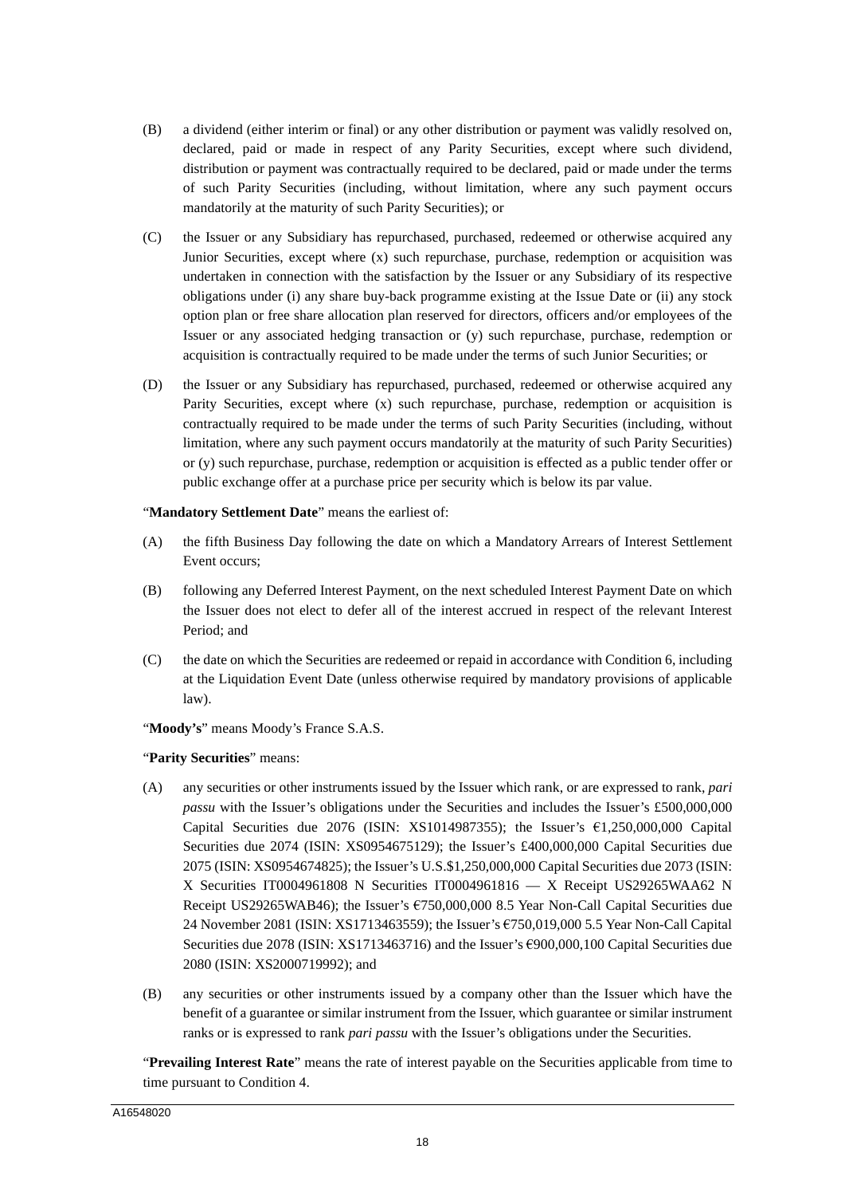(B) a dividend (either interim or final) or any other distribution or payment was validly resolved on, declared, paid or made in respect of any Parity Securities, except where such dividend, distribution or payment was contractually required to be declared, paid or made under the terms of such Parity Securities (including, without limitation, where any such payment occurs mandatorily at the maturity of such Parity Securities); or

(C) the Issuer or any Subsidiary has repurchased, purchased, redeemed or otherwise acquired any Junior Securities, except where (x) such repurchase, purchase, redemption or acquisition was undertaken in connection with the satisfaction by the Issuer or any Subsidiary of its respective obligations under (i) any share buy-back programme existing at the Issue Date or (ii) any stock option plan or free share allocation plan reserved for directors, officers and/or employees of the Issuer or any associated hedging transaction or (y) such repurchase, purchase, redemption or acquisition is contractually required to be made under the terms of such Junior Securities; or

(D) the Issuer or any Subsidiary has repurchased, purchased, redeemed or otherwise acquired any Parity Securities, except where (x) such repurchase, purchase, redemption or acquisition is contractually required to be made under the terms of such Parity Securities (including, without limitation, where any such payment occurs mandatorily at the maturity of such Parity Securities) or (y) such repurchase, purchase, redemption or acquisition is effected as a public tender offer or public exchange offer at a purchase price per security which is below its par value.

"**Mandatory Settlement Date**" means the earliest of:

(A) the fifth Business Day following the date on which a Mandatory Arrears of Interest Settlement Event occurs;

(B) following any Deferred Interest Payment, on the next scheduled Interest Payment Date on which the Issuer does not elect to defer all of the interest accrued in respect of the relevant Interest Period; and

(C) the date on which the Securities are redeemed or repaid in accordance with Condition 6, including at the Liquidation Event Date (unless otherwise required by mandatory provisions of applicable law).

"**Moody's**" means Moody's France S.A.S.

"**Parity Securities**" means:

(A) any securities or other instruments issued by the Issuer which rank, or are expressed to rank, *pari passu* with the Issuer's obligations under the Securities and includes the Issuer's £500,000,000 Capital Securities due 2076 (ISIN: XS1014987355); the Issuer's €1,250,000,000 Capital Securities due 2074 (ISIN: XS0954675129); the Issuer's £400,000,000 Capital Securities due 2075 (ISIN: XS0954674825); the Issuer's U.S.$1,250,000,000 Capital Securities due 2073 (ISIN: X Securities IT0004961808 N Securities IT0004961816 — X Receipt US29265WAA62 N Receipt US29265WAB46); the Issuer's €750,000,000 8.5 Year Non-Call Capital Securities due 24 November 2081 (ISIN: XS1713463559); the Issuer's €750,019,000 5.5 Year Non-Call Capital Securities due 2078 (ISIN: XS1713463716) and the Issuer's €900,000,100 Capital Securities due 2080 (ISIN: XS2000719992); and

(B) any securities or other instruments issued by a company other than the Issuer which have the benefit of a guarantee or similar instrument from the Issuer, which guarantee or similar instrument ranks or is expressed to rank *pari passu* with the Issuer's obligations under the Securities.

"**Prevailing Interest Rate**" means the rate of interest payable on the Securities applicable from time to time pursuant to Condition 4.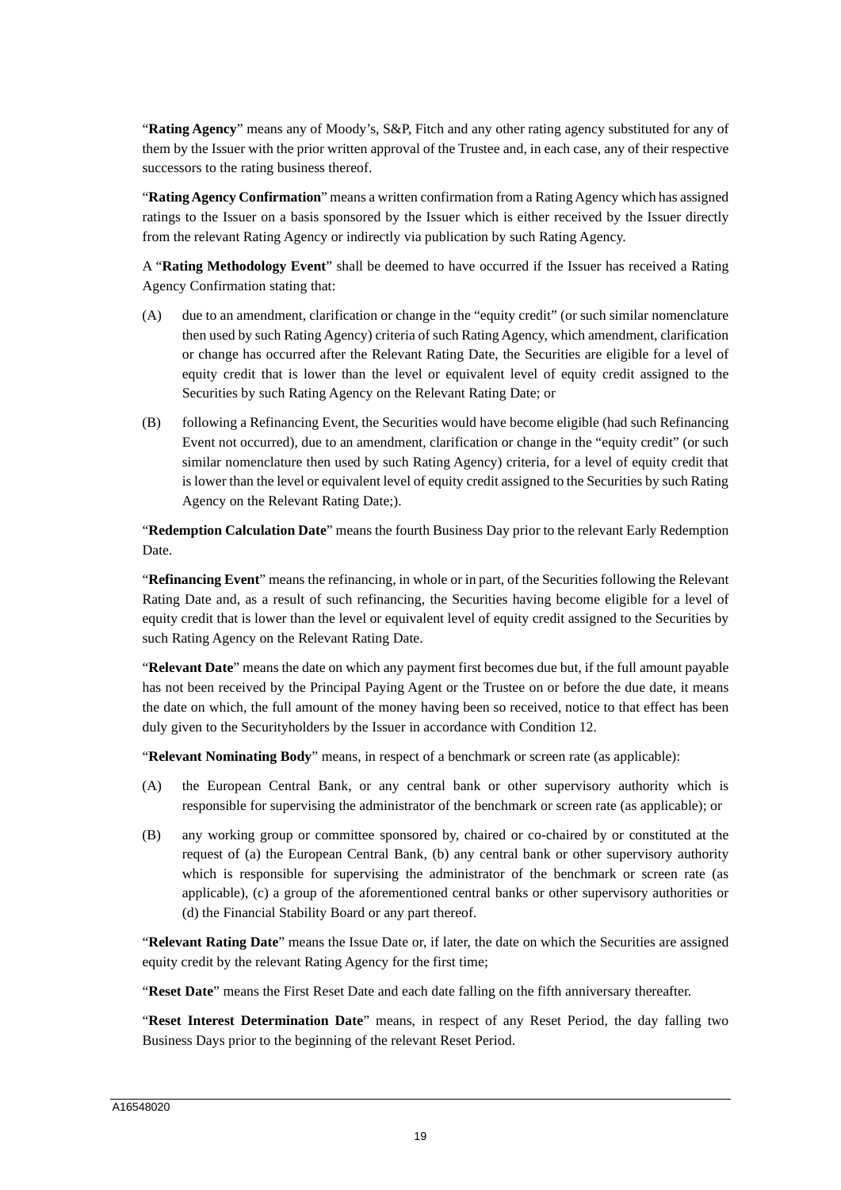"**Rating Agency**" means any of Moody's, S&P, Fitch and any other rating agency substituted for any of them by the Issuer with the prior written approval of the Trustee and, in each case, any of their respective successors to the rating business thereof.

"**Rating Agency Confirmation**" means a written confirmation from a Rating Agency which has assigned ratings to the Issuer on a basis sponsored by the Issuer which is either received by the Issuer directly from the relevant Rating Agency or indirectly via publication by such Rating Agency.

A "**Rating Methodology Event**" shall be deemed to have occurred if the Issuer has received a Rating Agency Confirmation stating that:

(A) due to an amendment, clarification or change in the "equity credit" (or such similar nomenclature then used by such Rating Agency) criteria of such Rating Agency, which amendment, clarification or change has occurred after the Relevant Rating Date, the Securities are eligible for a level of equity credit that is lower than the level or equivalent level of equity credit assigned to the Securities by such Rating Agency on the Relevant Rating Date; or

(B) following a Refinancing Event, the Securities would have become eligible (had such Refinancing Event not occurred), due to an amendment, clarification or change in the "equity credit" (or such similar nomenclature then used by such Rating Agency) criteria, for a level of equity credit that is lower than the level or equivalent level of equity credit assigned to the Securities by such Rating Agency on the Relevant Rating Date;).

"**Redemption Calculation Date**" means the fourth Business Day prior to the relevant Early Redemption Date.

"**Refinancing Event**" means the refinancing, in whole or in part, of the Securities following the Relevant Rating Date and, as a result of such refinancing, the Securities having become eligible for a level of equity credit that is lower than the level or equivalent level of equity credit assigned to the Securities by such Rating Agency on the Relevant Rating Date.

"**Relevant Date**" means the date on which any payment first becomes due but, if the full amount payable has not been received by the Principal Paying Agent or the Trustee on or before the due date, it means the date on which, the full amount of the money having been so received, notice to that effect has been duly given to the Securityholders by the Issuer in accordance with Condition 12.

"**Relevant Nominating Body**" means, in respect of a benchmark or screen rate (as applicable):

(A) the European Central Bank, or any central bank or other supervisory authority which is responsible for supervising the administrator of the benchmark or screen rate (as applicable); or

(B) any working group or committee sponsored by, chaired or co-chaired by or constituted at the request of (a) the European Central Bank, (b) any central bank or other supervisory authority which is responsible for supervising the administrator of the benchmark or screen rate (as applicable), (c) a group of the aforementioned central banks or other supervisory authorities or (d) the Financial Stability Board or any part thereof.

"**Relevant Rating Date**" means the Issue Date or, if later, the date on which the Securities are assigned equity credit by the relevant Rating Agency for the first time;

"**Reset Date**" means the First Reset Date and each date falling on the fifth anniversary thereafter.

"**Reset Interest Determination Date**" means, in respect of any Reset Period, the day falling two Business Days prior to the beginning of the relevant Reset Period.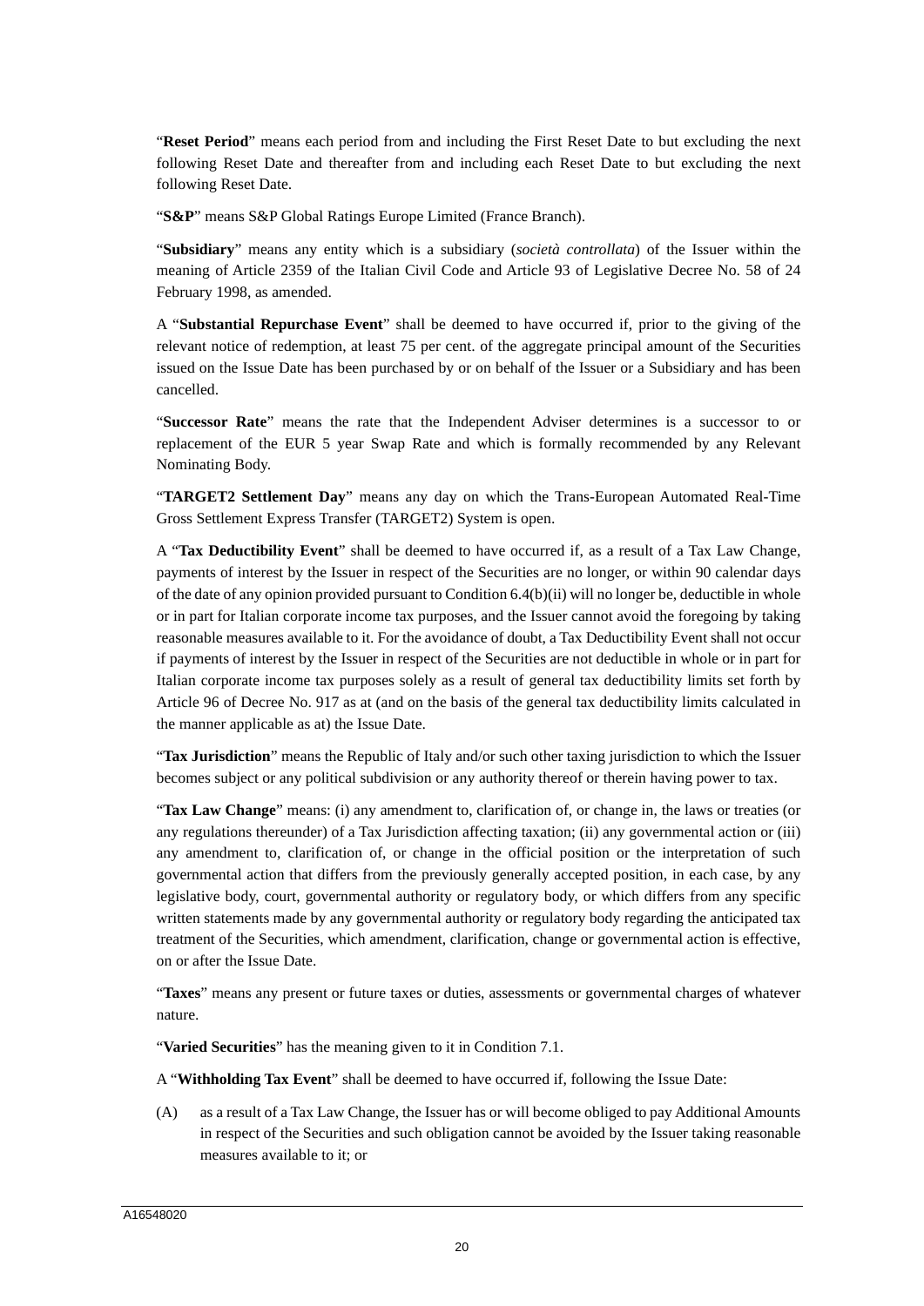"**Reset Period**" means each period from and including the First Reset Date to but excluding the next following Reset Date and thereafter from and including each Reset Date to but excluding the next following Reset Date.

"**S&P**" means S&P Global Ratings Europe Limited (France Branch).

"**Subsidiary**" means any entity which is a subsidiary (*società controllata*) of the Issuer within the meaning of Article 2359 of the Italian Civil Code and Article 93 of Legislative Decree No. 58 of 24 February 1998, as amended.

A "**Substantial Repurchase Event**" shall be deemed to have occurred if, prior to the giving of the relevant notice of redemption, at least 75 per cent. of the aggregate principal amount of the Securities issued on the Issue Date has been purchased by or on behalf of the Issuer or a Subsidiary and has been cancelled.

"**Successor Rate**" means the rate that the Independent Adviser determines is a successor to or replacement of the EUR 5 year Swap Rate and which is formally recommended by any Relevant Nominating Body.

"**TARGET2 Settlement Day**" means any day on which the Trans-European Automated Real-Time Gross Settlement Express Transfer (TARGET2) System is open.

A "**Tax Deductibility Event**" shall be deemed to have occurred if, as a result of a Tax Law Change, payments of interest by the Issuer in respect of the Securities are no longer, or within 90 calendar days of the date of any opinion provided pursuant to Condition 6.4(b)(ii) will no longer be, deductible in whole or in part for Italian corporate income tax purposes, and the Issuer cannot avoid the foregoing by taking reasonable measures available to it. For the avoidance of doubt, a Tax Deductibility Event shall not occur if payments of interest by the Issuer in respect of the Securities are not deductible in whole or in part for Italian corporate income tax purposes solely as a result of general tax deductibility limits set forth by Article 96 of Decree No. 917 as at (and on the basis of the general tax deductibility limits calculated in the manner applicable as at) the Issue Date.

"**Tax Jurisdiction**" means the Republic of Italy and/or such other taxing jurisdiction to which the Issuer becomes subject or any political subdivision or any authority thereof or therein having power to tax.

"**Tax Law Change**" means: (i) any amendment to, clarification of, or change in, the laws or treaties (or any regulations thereunder) of a Tax Jurisdiction affecting taxation; (ii) any governmental action or (iii) any amendment to, clarification of, or change in the official position or the interpretation of such governmental action that differs from the previously generally accepted position, in each case, by any legislative body, court, governmental authority or regulatory body, or which differs from any specific written statements made by any governmental authority or regulatory body regarding the anticipated tax treatment of the Securities, which amendment, clarification, change or governmental action is effective, on or after the Issue Date.

"**Taxes**" means any present or future taxes or duties, assessments or governmental charges of whatever nature.

"**Varied Securities**" has the meaning given to it in Condition 7.1.

A "**Withholding Tax Event**" shall be deemed to have occurred if, following the Issue Date:

(A) as a result of a Tax Law Change, the Issuer has or will become obliged to pay Additional Amounts in respect of the Securities and such obligation cannot be avoided by the Issuer taking reasonable measures available to it; or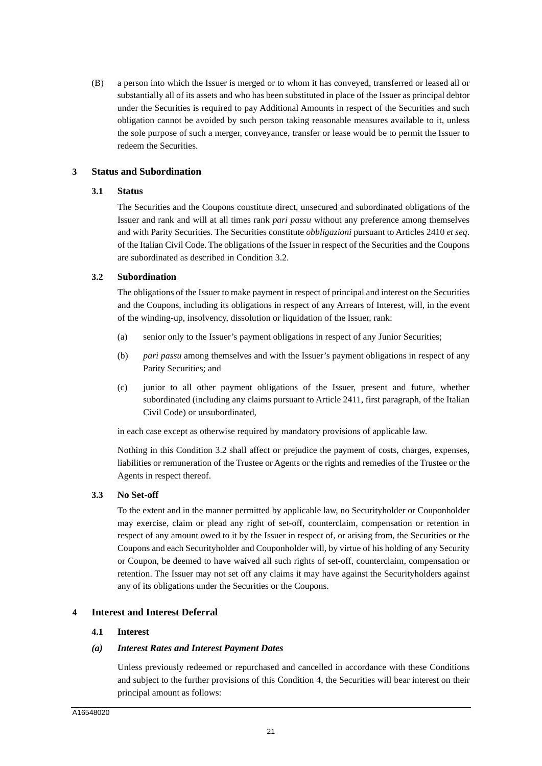(B) a person into which the Issuer is merged or to whom it has conveyed, transferred or leased all or substantially all of its assets and who has been substituted in place of the Issuer as principal debtor under the Securities is required to pay Additional Amounts in respect of the Securities and such obligation cannot be avoided by such person taking reasonable measures available to it, unless the sole purpose of such a merger, conveyance, transfer or lease would be to permit the Issuer to redeem the Securities.

## 3 Status and Subordination

### 3.1 Status

The Securities and the Coupons constitute direct, unsecured and subordinated obligations of the Issuer and rank and will at all times rank *pari passu* without any preference among themselves and with Parity Securities. The Securities constitute *obbligazioni* pursuant to Articles 2410 *et seq*. of the Italian Civil Code. The obligations of the Issuer in respect of the Securities and the Coupons are subordinated as described in Condition 3.2.

### 3.2 Subordination

The obligations of the Issuer to make payment in respect of principal and interest on the Securities and the Coupons, including its obligations in respect of any Arrears of Interest, will, in the event of the winding-up, insolvency, dissolution or liquidation of the Issuer, rank:

(a) senior only to the Issuer's payment obligations in respect of any Junior Securities;

(b) *pari passu* among themselves and with the Issuer's payment obligations in respect of any Parity Securities; and

(c) junior to all other payment obligations of the Issuer, present and future, whether subordinated (including any claims pursuant to Article 2411, first paragraph, of the Italian Civil Code) or unsubordinated,

in each case except as otherwise required by mandatory provisions of applicable law.

Nothing in this Condition 3.2 shall affect or prejudice the payment of costs, charges, expenses, liabilities or remuneration of the Trustee or Agents or the rights and remedies of the Trustee or the Agents in respect thereof.

### 3.3 No Set-off

To the extent and in the manner permitted by applicable law, no Securityholder or Couponholder may exercise, claim or plead any right of set-off, counterclaim, compensation or retention in respect of any amount owed to it by the Issuer in respect of, or arising from, the Securities or the Coupons and each Securityholder and Couponholder will, by virtue of his holding of any Security or Coupon, be deemed to have waived all such rights of set-off, counterclaim, compensation or retention. The Issuer may not set off any claims it may have against the Securityholders against any of its obligations under the Securities or the Coupons.

## 4 Interest and Interest Deferral

### 4.1 Interest

#### *(a) Interest Rates and Interest Payment Dates*

Unless previously redeemed or repurchased and cancelled in accordance with these Conditions and subject to the further provisions of this Condition 4, the Securities will bear interest on their principal amount as follows: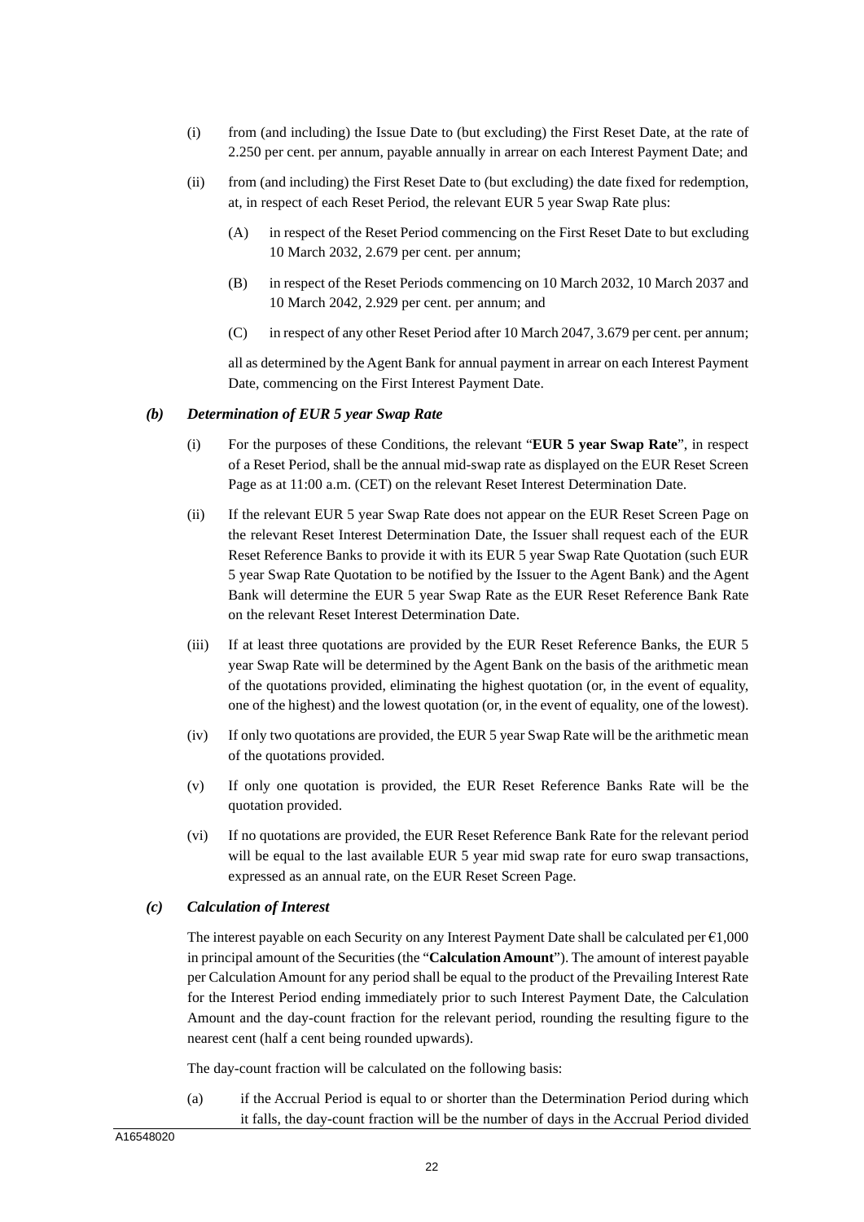(i) from (and including) the Issue Date to (but excluding) the First Reset Date, at the rate of 2.250 per cent. per annum, payable annually in arrear on each Interest Payment Date; and

(ii) from (and including) the First Reset Date to (but excluding) the date fixed for redemption, at, in respect of each Reset Period, the relevant EUR 5 year Swap Rate plus:

  (A) in respect of the Reset Period commencing on the First Reset Date to but excluding 10 March 2032, 2.679 per cent. per annum;

  (B) in respect of the Reset Periods commencing on 10 March 2032, 10 March 2037 and 10 March 2042, 2.929 per cent. per annum; and

  (C) in respect of any other Reset Period after 10 March 2047, 3.679 per cent. per annum;

  all as determined by the Agent Bank for annual payment in arrear on each Interest Payment Date, commencing on the First Interest Payment Date.

### *(b) Determination of EUR 5 year Swap Rate*

(i) For the purposes of these Conditions, the relevant "**EUR 5 year Swap Rate**", in respect of a Reset Period, shall be the annual mid-swap rate as displayed on the EUR Reset Screen Page as at 11:00 a.m. (CET) on the relevant Reset Interest Determination Date.

(ii) If the relevant EUR 5 year Swap Rate does not appear on the EUR Reset Screen Page on the relevant Reset Interest Determination Date, the Issuer shall request each of the EUR Reset Reference Banks to provide it with its EUR 5 year Swap Rate Quotation (such EUR 5 year Swap Rate Quotation to be notified by the Issuer to the Agent Bank) and the Agent Bank will determine the EUR 5 year Swap Rate as the EUR Reset Reference Bank Rate on the relevant Reset Interest Determination Date.

(iii) If at least three quotations are provided by the EUR Reset Reference Banks, the EUR 5 year Swap Rate will be determined by the Agent Bank on the basis of the arithmetic mean of the quotations provided, eliminating the highest quotation (or, in the event of equality, one of the highest) and the lowest quotation (or, in the event of equality, one of the lowest).

(iv) If only two quotations are provided, the EUR 5 year Swap Rate will be the arithmetic mean of the quotations provided.

(v) If only one quotation is provided, the EUR Reset Reference Banks Rate will be the quotation provided.

(vi) If no quotations are provided, the EUR Reset Reference Bank Rate for the relevant period will be equal to the last available EUR 5 year mid swap rate for euro swap transactions, expressed as an annual rate, on the EUR Reset Screen Page.

### *(c) Calculation of Interest*

The interest payable on each Security on any Interest Payment Date shall be calculated per €1,000 in principal amount of the Securities (the "**Calculation Amount**"). The amount of interest payable per Calculation Amount for any period shall be equal to the product of the Prevailing Interest Rate for the Interest Period ending immediately prior to such Interest Payment Date, the Calculation Amount and the day-count fraction for the relevant period, rounding the resulting figure to the nearest cent (half a cent being rounded upwards).

The day-count fraction will be calculated on the following basis:

(a) if the Accrual Period is equal to or shorter than the Determination Period during which it falls, the day-count fraction will be the number of days in the Accrual Period divided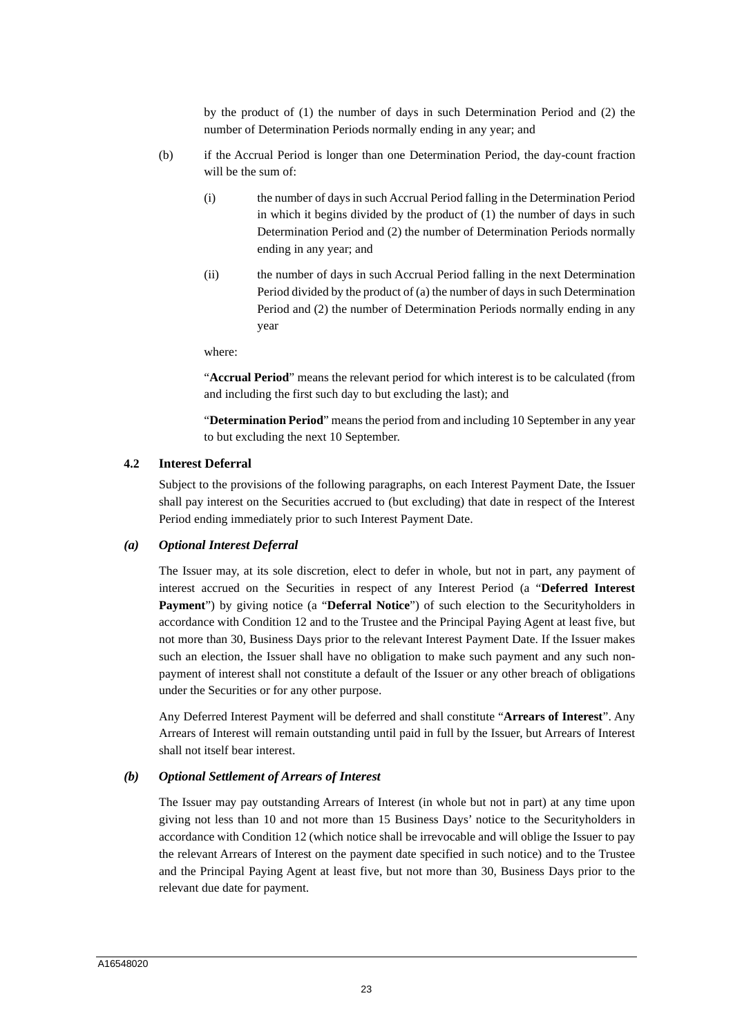by the product of (1) the number of days in such Determination Period and (2) the number of Determination Periods normally ending in any year; and

(b) if the Accrual Period is longer than one Determination Period, the day-count fraction will be the sum of:

(i) the number of days in such Accrual Period falling in the Determination Period in which it begins divided by the product of (1) the number of days in such Determination Period and (2) the number of Determination Periods normally ending in any year; and

(ii) the number of days in such Accrual Period falling in the next Determination Period divided by the product of (a) the number of days in such Determination Period and (2) the number of Determination Periods normally ending in any year

where:

"**Accrual Period**" means the relevant period for which interest is to be calculated (from and including the first such day to but excluding the last); and

"**Determination Period**" means the period from and including 10 September in any year to but excluding the next 10 September.

### 4.2 Interest Deferral

Subject to the provisions of the following paragraphs, on each Interest Payment Date, the Issuer shall pay interest on the Securities accrued to (but excluding) that date in respect of the Interest Period ending immediately prior to such Interest Payment Date.

#### *(a) Optional Interest Deferral*

The Issuer may, at its sole discretion, elect to defer in whole, but not in part, any payment of interest accrued on the Securities in respect of any Interest Period (a "**Deferred Interest Payment**") by giving notice (a "**Deferral Notice**") of such election to the Securityholders in accordance with Condition 12 and to the Trustee and the Principal Paying Agent at least five, but not more than 30, Business Days prior to the relevant Interest Payment Date. If the Issuer makes such an election, the Issuer shall have no obligation to make such payment and any such non-payment of interest shall not constitute a default of the Issuer or any other breach of obligations under the Securities or for any other purpose.

Any Deferred Interest Payment will be deferred and shall constitute "**Arrears of Interest**". Any Arrears of Interest will remain outstanding until paid in full by the Issuer, but Arrears of Interest shall not itself bear interest.

#### *(b) Optional Settlement of Arrears of Interest*

The Issuer may pay outstanding Arrears of Interest (in whole but not in part) at any time upon giving not less than 10 and not more than 15 Business Days' notice to the Securityholders in accordance with Condition 12 (which notice shall be irrevocable and will oblige the Issuer to pay the relevant Arrears of Interest on the payment date specified in such notice) and to the Trustee and the Principal Paying Agent at least five, but not more than 30, Business Days prior to the relevant due date for payment.

A16548020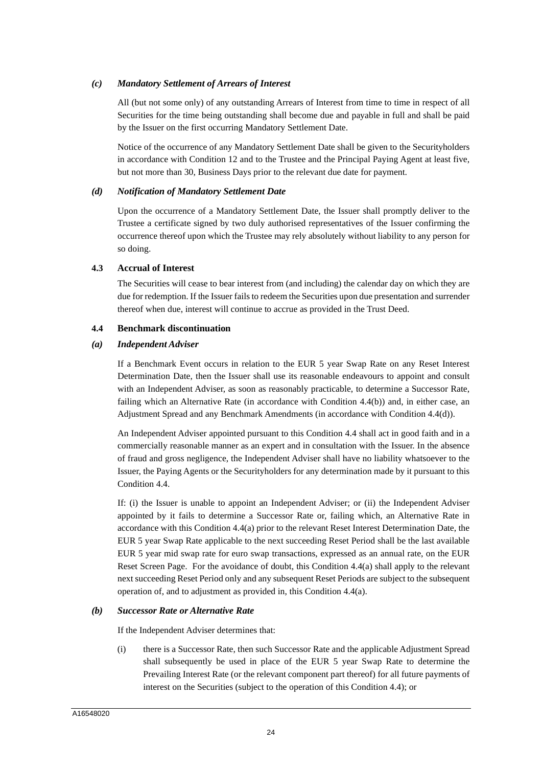***(c) Mandatory Settlement of Arrears of Interest***

All (but not some only) of any outstanding Arrears of Interest from time to time in respect of all Securities for the time being outstanding shall become due and payable in full and shall be paid by the Issuer on the first occurring Mandatory Settlement Date.

Notice of the occurrence of any Mandatory Settlement Date shall be given to the Securityholders in accordance with Condition 12 and to the Trustee and the Principal Paying Agent at least five, but not more than 30, Business Days prior to the relevant due date for payment.

***(d) Notification of Mandatory Settlement Date***

Upon the occurrence of a Mandatory Settlement Date, the Issuer shall promptly deliver to the Trustee a certificate signed by two duly authorised representatives of the Issuer confirming the occurrence thereof upon which the Trustee may rely absolutely without liability to any person for so doing.

**4.3 Accrual of Interest**

The Securities will cease to bear interest from (and including) the calendar day on which they are due for redemption. If the Issuer fails to redeem the Securities upon due presentation and surrender thereof when due, interest will continue to accrue as provided in the Trust Deed.

**4.4 Benchmark discontinuation**

***(a) Independent Adviser***

If a Benchmark Event occurs in relation to the EUR 5 year Swap Rate on any Reset Interest Determination Date, then the Issuer shall use its reasonable endeavours to appoint and consult with an Independent Adviser, as soon as reasonably practicable, to determine a Successor Rate, failing which an Alternative Rate (in accordance with Condition 4.4(b)) and, in either case, an Adjustment Spread and any Benchmark Amendments (in accordance with Condition 4.4(d)).

An Independent Adviser appointed pursuant to this Condition 4.4 shall act in good faith and in a commercially reasonable manner as an expert and in consultation with the Issuer. In the absence of fraud and gross negligence, the Independent Adviser shall have no liability whatsoever to the Issuer, the Paying Agents or the Securityholders for any determination made by it pursuant to this Condition 4.4.

If: (i) the Issuer is unable to appoint an Independent Adviser; or (ii) the Independent Adviser appointed by it fails to determine a Successor Rate or, failing which, an Alternative Rate in accordance with this Condition 4.4(a) prior to the relevant Reset Interest Determination Date, the EUR 5 year Swap Rate applicable to the next succeeding Reset Period shall be the last available EUR 5 year mid swap rate for euro swap transactions, expressed as an annual rate, on the EUR Reset Screen Page. For the avoidance of doubt, this Condition 4.4(a) shall apply to the relevant next succeeding Reset Period only and any subsequent Reset Periods are subject to the subsequent operation of, and to adjustment as provided in, this Condition 4.4(a).

***(b) Successor Rate or Alternative Rate***

If the Independent Adviser determines that:

(i) there is a Successor Rate, then such Successor Rate and the applicable Adjustment Spread shall subsequently be used in place of the EUR 5 year Swap Rate to determine the Prevailing Interest Rate (or the relevant component part thereof) for all future payments of interest on the Securities (subject to the operation of this Condition 4.4); or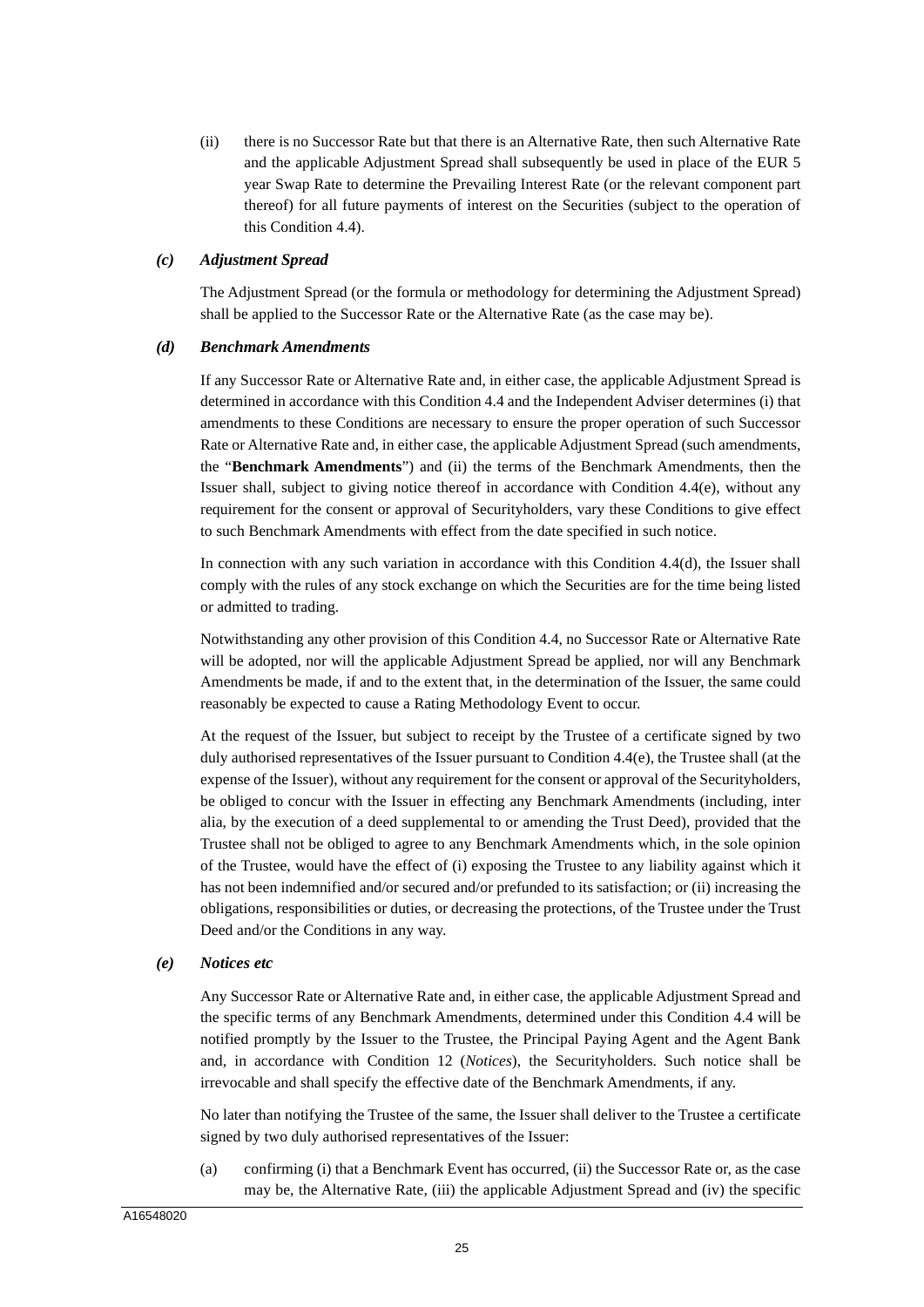(ii) there is no Successor Rate but that there is an Alternative Rate, then such Alternative Rate and the applicable Adjustment Spread shall subsequently be used in place of the EUR 5 year Swap Rate to determine the Prevailing Interest Rate (or the relevant component part thereof) for all future payments of interest on the Securities (subject to the operation of this Condition 4.4).

***(c) Adjustment Spread***

The Adjustment Spread (or the formula or methodology for determining the Adjustment Spread) shall be applied to the Successor Rate or the Alternative Rate (as the case may be).

***(d) Benchmark Amendments***

If any Successor Rate or Alternative Rate and, in either case, the applicable Adjustment Spread is determined in accordance with this Condition 4.4 and the Independent Adviser determines (i) that amendments to these Conditions are necessary to ensure the proper operation of such Successor Rate or Alternative Rate and, in either case, the applicable Adjustment Spread (such amendments, the "**Benchmark Amendments**") and (ii) the terms of the Benchmark Amendments, then the Issuer shall, subject to giving notice thereof in accordance with Condition 4.4(e), without any requirement for the consent or approval of Securityholders, vary these Conditions to give effect to such Benchmark Amendments with effect from the date specified in such notice.

In connection with any such variation in accordance with this Condition 4.4(d), the Issuer shall comply with the rules of any stock exchange on which the Securities are for the time being listed or admitted to trading.

Notwithstanding any other provision of this Condition 4.4, no Successor Rate or Alternative Rate will be adopted, nor will the applicable Adjustment Spread be applied, nor will any Benchmark Amendments be made, if and to the extent that, in the determination of the Issuer, the same could reasonably be expected to cause a Rating Methodology Event to occur.

At the request of the Issuer, but subject to receipt by the Trustee of a certificate signed by two duly authorised representatives of the Issuer pursuant to Condition 4.4(e), the Trustee shall (at the expense of the Issuer), without any requirement for the consent or approval of the Securityholders, be obliged to concur with the Issuer in effecting any Benchmark Amendments (including, inter alia, by the execution of a deed supplemental to or amending the Trust Deed), provided that the Trustee shall not be obliged to agree to any Benchmark Amendments which, in the sole opinion of the Trustee, would have the effect of (i) exposing the Trustee to any liability against which it has not been indemnified and/or secured and/or prefunded to its satisfaction; or (ii) increasing the obligations, responsibilities or duties, or decreasing the protections, of the Trustee under the Trust Deed and/or the Conditions in any way.

***(e) Notices etc***

Any Successor Rate or Alternative Rate and, in either case, the applicable Adjustment Spread and the specific terms of any Benchmark Amendments, determined under this Condition 4.4 will be notified promptly by the Issuer to the Trustee, the Principal Paying Agent and the Agent Bank and, in accordance with Condition 12 (*Notices*), the Securityholders. Such notice shall be irrevocable and shall specify the effective date of the Benchmark Amendments, if any.

No later than notifying the Trustee of the same, the Issuer shall deliver to the Trustee a certificate signed by two duly authorised representatives of the Issuer:

(a) confirming (i) that a Benchmark Event has occurred, (ii) the Successor Rate or, as the case may be, the Alternative Rate, (iii) the applicable Adjustment Spread and (iv) the specific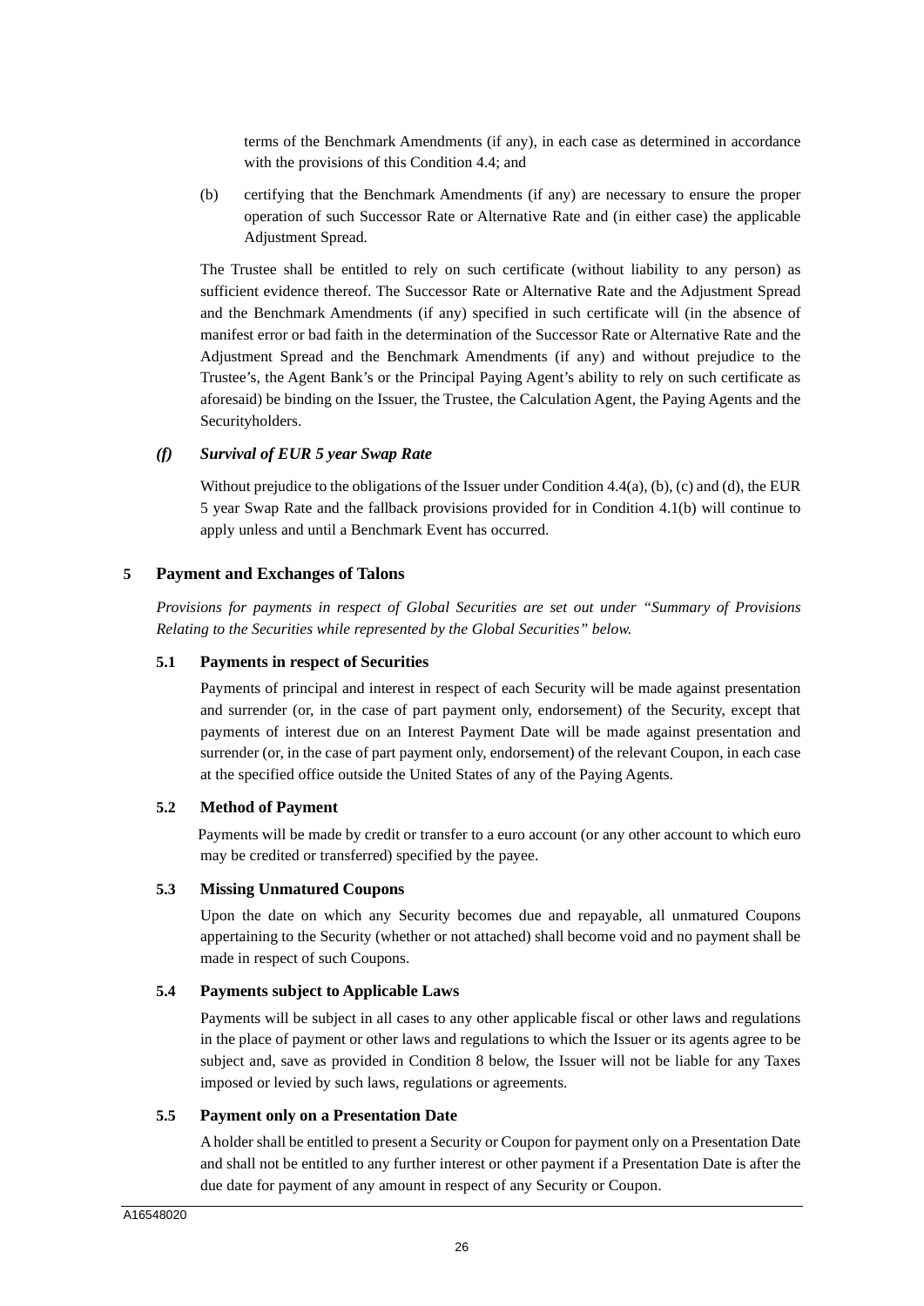terms of the Benchmark Amendments (if any), in each case as determined in accordance with the provisions of this Condition 4.4; and

(b) certifying that the Benchmark Amendments (if any) are necessary to ensure the proper operation of such Successor Rate or Alternative Rate and (in either case) the applicable Adjustment Spread.

The Trustee shall be entitled to rely on such certificate (without liability to any person) as sufficient evidence thereof. The Successor Rate or Alternative Rate and the Adjustment Spread and the Benchmark Amendments (if any) specified in such certificate will (in the absence of manifest error or bad faith in the determination of the Successor Rate or Alternative Rate and the Adjustment Spread and the Benchmark Amendments (if any) and without prejudice to the Trustee's, the Agent Bank's or the Principal Paying Agent's ability to rely on such certificate as aforesaid) be binding on the Issuer, the Trustee, the Calculation Agent, the Paying Agents and the Securityholders.

***(f) Survival of EUR 5 year Swap Rate***

Without prejudice to the obligations of the Issuer under Condition 4.4(a), (b), (c) and (d), the EUR 5 year Swap Rate and the fallback provisions provided for in Condition 4.1(b) will continue to apply unless and until a Benchmark Event has occurred.

## 5 Payment and Exchanges of Talons

*Provisions for payments in respect of Global Securities are set out under "Summary of Provisions Relating to the Securities while represented by the Global Securities" below.*

### 5.1 Payments in respect of Securities

Payments of principal and interest in respect of each Security will be made against presentation and surrender (or, in the case of part payment only, endorsement) of the Security, except that payments of interest due on an Interest Payment Date will be made against presentation and surrender (or, in the case of part payment only, endorsement) of the relevant Coupon, in each case at the specified office outside the United States of any of the Paying Agents.

### 5.2 Method of Payment

Payments will be made by credit or transfer to a euro account (or any other account to which euro may be credited or transferred) specified by the payee.

### 5.3 Missing Unmatured Coupons

Upon the date on which any Security becomes due and repayable, all unmatured Coupons appertaining to the Security (whether or not attached) shall become void and no payment shall be made in respect of such Coupons.

### 5.4 Payments subject to Applicable Laws

Payments will be subject in all cases to any other applicable fiscal or other laws and regulations in the place of payment or other laws and regulations to which the Issuer or its agents agree to be subject and, save as provided in Condition 8 below, the Issuer will not be liable for any Taxes imposed or levied by such laws, regulations or agreements.

### 5.5 Payment only on a Presentation Date

A holder shall be entitled to present a Security or Coupon for payment only on a Presentation Date and shall not be entitled to any further interest or other payment if a Presentation Date is after the due date for payment of any amount in respect of any Security or Coupon.

A16548020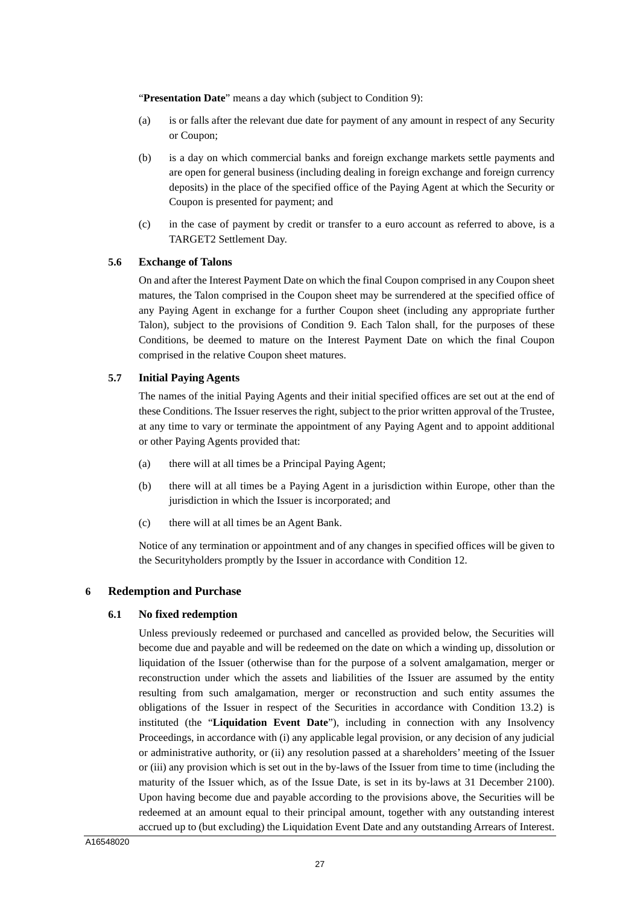"**Presentation Date**" means a day which (subject to Condition 9):

(a) is or falls after the relevant due date for payment of any amount in respect of any Security or Coupon;

(b) is a day on which commercial banks and foreign exchange markets settle payments and are open for general business (including dealing in foreign exchange and foreign currency deposits) in the place of the specified office of the Paying Agent at which the Security or Coupon is presented for payment; and

(c) in the case of payment by credit or transfer to a euro account as referred to above, is a TARGET2 Settlement Day.

### 5.6 Exchange of Talons

On and after the Interest Payment Date on which the final Coupon comprised in any Coupon sheet matures, the Talon comprised in the Coupon sheet may be surrendered at the specified office of any Paying Agent in exchange for a further Coupon sheet (including any appropriate further Talon), subject to the provisions of Condition 9. Each Talon shall, for the purposes of these Conditions, be deemed to mature on the Interest Payment Date on which the final Coupon comprised in the relative Coupon sheet matures.

### 5.7 Initial Paying Agents

The names of the initial Paying Agents and their initial specified offices are set out at the end of these Conditions. The Issuer reserves the right, subject to the prior written approval of the Trustee, at any time to vary or terminate the appointment of any Paying Agent and to appoint additional or other Paying Agents provided that:

(a) there will at all times be a Principal Paying Agent;

(b) there will at all times be a Paying Agent in a jurisdiction within Europe, other than the jurisdiction in which the Issuer is incorporated; and

(c) there will at all times be an Agent Bank.

Notice of any termination or appointment and of any changes in specified offices will be given to the Securityholders promptly by the Issuer in accordance with Condition 12.

## 6 Redemption and Purchase

### 6.1 No fixed redemption

Unless previously redeemed or purchased and cancelled as provided below, the Securities will become due and payable and will be redeemed on the date on which a winding up, dissolution or liquidation of the Issuer (otherwise than for the purpose of a solvent amalgamation, merger or reconstruction under which the assets and liabilities of the Issuer are assumed by the entity resulting from such amalgamation, merger or reconstruction and such entity assumes the obligations of the Issuer in respect of the Securities in accordance with Condition 13.2) is instituted (the "**Liquidation Event Date**"), including in connection with any Insolvency Proceedings, in accordance with (i) any applicable legal provision, or any decision of any judicial or administrative authority, or (ii) any resolution passed at a shareholders' meeting of the Issuer or (iii) any provision which is set out in the by-laws of the Issuer from time to time (including the maturity of the Issuer which, as of the Issue Date, is set in its by-laws at 31 December 2100). Upon having become due and payable according to the provisions above, the Securities will be redeemed at an amount equal to their principal amount, together with any outstanding interest accrued up to (but excluding) the Liquidation Event Date and any outstanding Arrears of Interest.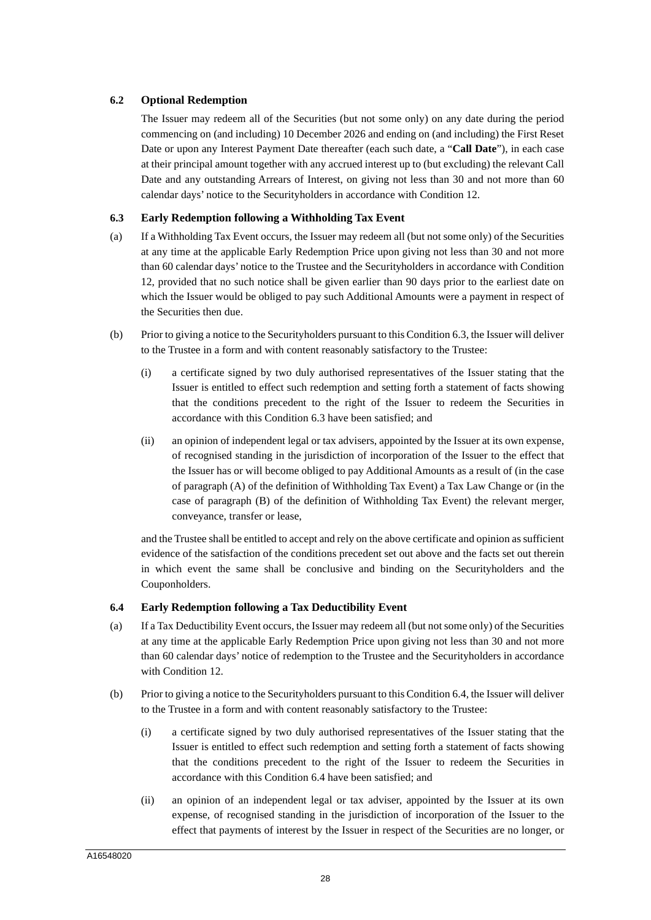### 6.2 Optional Redemption

The Issuer may redeem all of the Securities (but not some only) on any date during the period commencing on (and including) 10 December 2026 and ending on (and including) the First Reset Date or upon any Interest Payment Date thereafter (each such date, a "**Call Date**"), in each case at their principal amount together with any accrued interest up to (but excluding) the relevant Call Date and any outstanding Arrears of Interest, on giving not less than 30 and not more than 60 calendar days' notice to the Securityholders in accordance with Condition 12.

### 6.3 Early Redemption following a Withholding Tax Event

(a) If a Withholding Tax Event occurs, the Issuer may redeem all (but not some only) of the Securities at any time at the applicable Early Redemption Price upon giving not less than 30 and not more than 60 calendar days' notice to the Trustee and the Securityholders in accordance with Condition 12, provided that no such notice shall be given earlier than 90 days prior to the earliest date on which the Issuer would be obliged to pay such Additional Amounts were a payment in respect of the Securities then due.

(b) Prior to giving a notice to the Securityholders pursuant to this Condition 6.3, the Issuer will deliver to the Trustee in a form and with content reasonably satisfactory to the Trustee:

(i) a certificate signed by two duly authorised representatives of the Issuer stating that the Issuer is entitled to effect such redemption and setting forth a statement of facts showing that the conditions precedent to the right of the Issuer to redeem the Securities in accordance with this Condition 6.3 have been satisfied; and

(ii) an opinion of independent legal or tax advisers, appointed by the Issuer at its own expense, of recognised standing in the jurisdiction of incorporation of the Issuer to the effect that the Issuer has or will become obliged to pay Additional Amounts as a result of (in the case of paragraph (A) of the definition of Withholding Tax Event) a Tax Law Change or (in the case of paragraph (B) of the definition of Withholding Tax Event) the relevant merger, conveyance, transfer or lease,

and the Trustee shall be entitled to accept and rely on the above certificate and opinion as sufficient evidence of the satisfaction of the conditions precedent set out above and the facts set out therein in which event the same shall be conclusive and binding on the Securityholders and the Couponholders.

### 6.4 Early Redemption following a Tax Deductibility Event

(a) If a Tax Deductibility Event occurs, the Issuer may redeem all (but not some only) of the Securities at any time at the applicable Early Redemption Price upon giving not less than 30 and not more than 60 calendar days' notice of redemption to the Trustee and the Securityholders in accordance with Condition 12.

(b) Prior to giving a notice to the Securityholders pursuant to this Condition 6.4, the Issuer will deliver to the Trustee in a form and with content reasonably satisfactory to the Trustee:

(i) a certificate signed by two duly authorised representatives of the Issuer stating that the Issuer is entitled to effect such redemption and setting forth a statement of facts showing that the conditions precedent to the right of the Issuer to redeem the Securities in accordance with this Condition 6.4 have been satisfied; and

(ii) an opinion of an independent legal or tax adviser, appointed by the Issuer at its own expense, of recognised standing in the jurisdiction of incorporation of the Issuer to the effect that payments of interest by the Issuer in respect of the Securities are no longer, or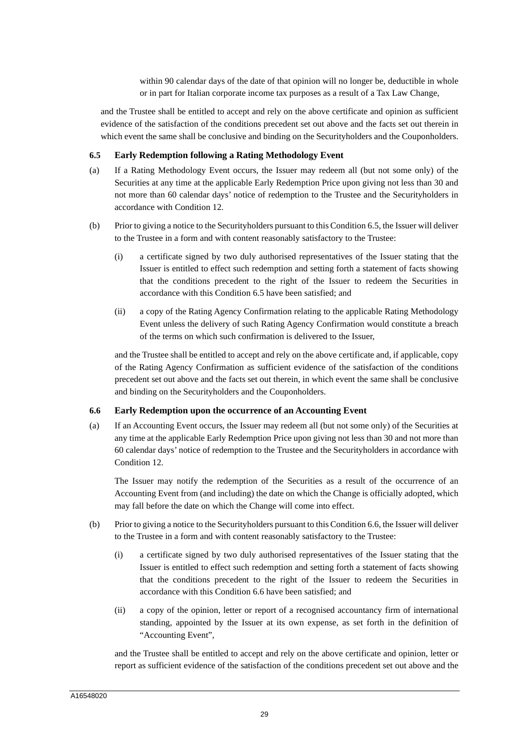within 90 calendar days of the date of that opinion will no longer be, deductible in whole or in part for Italian corporate income tax purposes as a result of a Tax Law Change,

and the Trustee shall be entitled to accept and rely on the above certificate and opinion as sufficient evidence of the satisfaction of the conditions precedent set out above and the facts set out therein in which event the same shall be conclusive and binding on the Securityholders and the Couponholders.

### 6.5 Early Redemption following a Rating Methodology Event

(a) If a Rating Methodology Event occurs, the Issuer may redeem all (but not some only) of the Securities at any time at the applicable Early Redemption Price upon giving not less than 30 and not more than 60 calendar days' notice of redemption to the Trustee and the Securityholders in accordance with Condition 12.

(b) Prior to giving a notice to the Securityholders pursuant to this Condition 6.5, the Issuer will deliver to the Trustee in a form and with content reasonably satisfactory to the Trustee:

   (i) a certificate signed by two duly authorised representatives of the Issuer stating that the Issuer is entitled to effect such redemption and setting forth a statement of facts showing that the conditions precedent to the right of the Issuer to redeem the Securities in accordance with this Condition 6.5 have been satisfied; and

   (ii) a copy of the Rating Agency Confirmation relating to the applicable Rating Methodology Event unless the delivery of such Rating Agency Confirmation would constitute a breach of the terms on which such confirmation is delivered to the Issuer,

   and the Trustee shall be entitled to accept and rely on the above certificate and, if applicable, copy of the Rating Agency Confirmation as sufficient evidence of the satisfaction of the conditions precedent set out above and the facts set out therein, in which event the same shall be conclusive and binding on the Securityholders and the Couponholders.

### 6.6 Early Redemption upon the occurrence of an Accounting Event

(a) If an Accounting Event occurs, the Issuer may redeem all (but not some only) of the Securities at any time at the applicable Early Redemption Price upon giving not less than 30 and not more than 60 calendar days' notice of redemption to the Trustee and the Securityholders in accordance with Condition 12.

   The Issuer may notify the redemption of the Securities as a result of the occurrence of an Accounting Event from (and including) the date on which the Change is officially adopted, which may fall before the date on which the Change will come into effect.

(b) Prior to giving a notice to the Securityholders pursuant to this Condition 6.6, the Issuer will deliver to the Trustee in a form and with content reasonably satisfactory to the Trustee:

   (i) a certificate signed by two duly authorised representatives of the Issuer stating that the Issuer is entitled to effect such redemption and setting forth a statement of facts showing that the conditions precedent to the right of the Issuer to redeem the Securities in accordance with this Condition 6.6 have been satisfied; and

   (ii) a copy of the opinion, letter or report of a recognised accountancy firm of international standing, appointed by the Issuer at its own expense, as set forth in the definition of "Accounting Event",

   and the Trustee shall be entitled to accept and rely on the above certificate and opinion, letter or report as sufficient evidence of the satisfaction of the conditions precedent set out above and the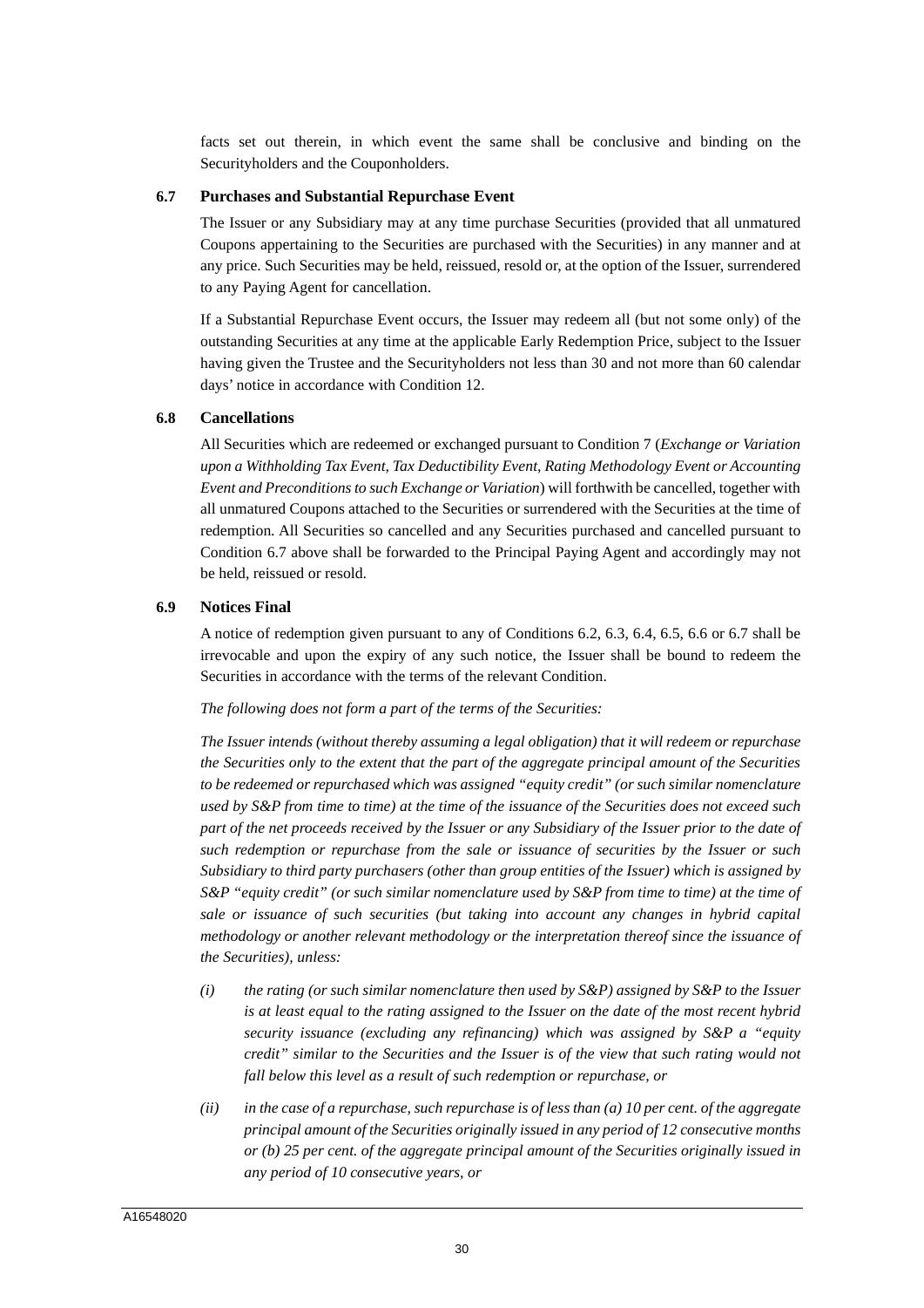facts set out therein, in which event the same shall be conclusive and binding on the Securityholders and the Couponholders.

### 6.7 Purchases and Substantial Repurchase Event

The Issuer or any Subsidiary may at any time purchase Securities (provided that all unmatured Coupons appertaining to the Securities are purchased with the Securities) in any manner and at any price. Such Securities may be held, reissued, resold or, at the option of the Issuer, surrendered to any Paying Agent for cancellation.

If a Substantial Repurchase Event occurs, the Issuer may redeem all (but not some only) of the outstanding Securities at any time at the applicable Early Redemption Price, subject to the Issuer having given the Trustee and the Securityholders not less than 30 and not more than 60 calendar days' notice in accordance with Condition 12.

### 6.8 Cancellations

All Securities which are redeemed or exchanged pursuant to Condition 7 (*Exchange or Variation upon a Withholding Tax Event, Tax Deductibility Event, Rating Methodology Event or Accounting Event and Preconditions to such Exchange or Variation*) will forthwith be cancelled, together with all unmatured Coupons attached to the Securities or surrendered with the Securities at the time of redemption. All Securities so cancelled and any Securities purchased and cancelled pursuant to Condition 6.7 above shall be forwarded to the Principal Paying Agent and accordingly may not be held, reissued or resold.

### 6.9 Notices Final

A notice of redemption given pursuant to any of Conditions 6.2, 6.3, 6.4, 6.5, 6.6 or 6.7 shall be irrevocable and upon the expiry of any such notice, the Issuer shall be bound to redeem the Securities in accordance with the terms of the relevant Condition.

*The following does not form a part of the terms of the Securities:*

*The Issuer intends (without thereby assuming a legal obligation) that it will redeem or repurchase the Securities only to the extent that the part of the aggregate principal amount of the Securities to be redeemed or repurchased which was assigned "equity credit" (or such similar nomenclature used by S&P from time to time) at the time of the issuance of the Securities does not exceed such part of the net proceeds received by the Issuer or any Subsidiary of the Issuer prior to the date of such redemption or repurchase from the sale or issuance of securities by the Issuer or such Subsidiary to third party purchasers (other than group entities of the Issuer) which is assigned by S&P "equity credit" (or such similar nomenclature used by S&P from time to time) at the time of sale or issuance of such securities (but taking into account any changes in hybrid capital methodology or another relevant methodology or the interpretation thereof since the issuance of the Securities), unless:*

*(i) the rating (or such similar nomenclature then used by S&P) assigned by S&P to the Issuer is at least equal to the rating assigned to the Issuer on the date of the most recent hybrid security issuance (excluding any refinancing) which was assigned by S&P a "equity credit" similar to the Securities and the Issuer is of the view that such rating would not fall below this level as a result of such redemption or repurchase, or*

*(ii) in the case of a repurchase, such repurchase is of less than (a) 10 per cent. of the aggregate principal amount of the Securities originally issued in any period of 12 consecutive months or (b) 25 per cent. of the aggregate principal amount of the Securities originally issued in any period of 10 consecutive years, or*

A16548020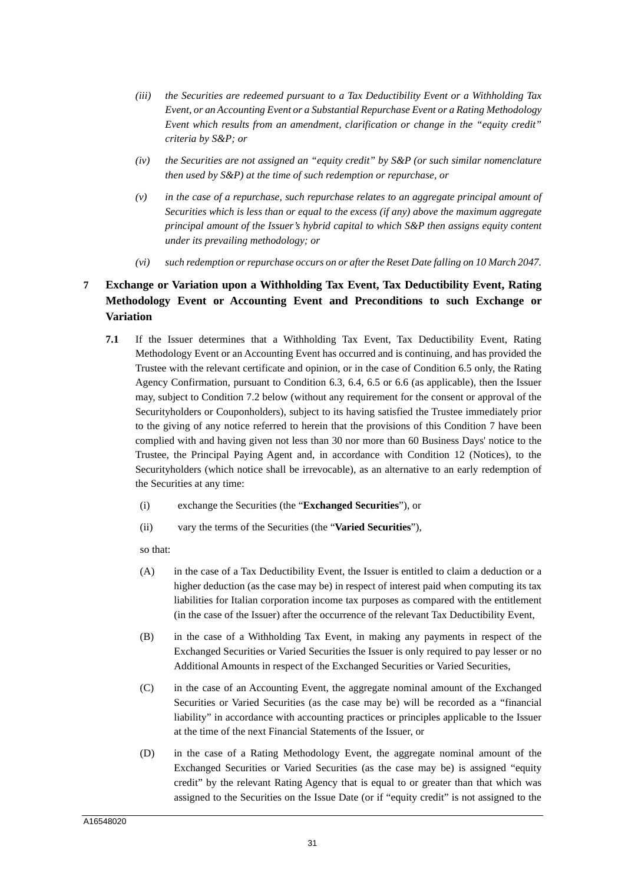*(iii) the Securities are redeemed pursuant to a Tax Deductibility Event or a Withholding Tax Event, or an Accounting Event or a Substantial Repurchase Event or a Rating Methodology Event which results from an amendment, clarification or change in the "equity credit" criteria by S&P; or*

*(iv) the Securities are not assigned an "equity credit" by S&P (or such similar nomenclature then used by S&P) at the time of such redemption or repurchase, or*

*(v) in the case of a repurchase, such repurchase relates to an aggregate principal amount of Securities which is less than or equal to the excess (if any) above the maximum aggregate principal amount of the Issuer's hybrid capital to which S&P then assigns equity content under its prevailing methodology; or*

*(vi) such redemption or repurchase occurs on or after the Reset Date falling on 10 March 2047.*

## 7 Exchange or Variation upon a Withholding Tax Event, Tax Deductibility Event, Rating Methodology Event or Accounting Event and Preconditions to such Exchange or Variation

**7.1** If the Issuer determines that a Withholding Tax Event, Tax Deductibility Event, Rating Methodology Event or an Accounting Event has occurred and is continuing, and has provided the Trustee with the relevant certificate and opinion, or in the case of Condition 6.5 only, the Rating Agency Confirmation, pursuant to Condition 6.3, 6.4, 6.5 or 6.6 (as applicable), then the Issuer may, subject to Condition 7.2 below (without any requirement for the consent or approval of the Securityholders or Couponholders), subject to its having satisfied the Trustee immediately prior to the giving of any notice referred to herein that the provisions of this Condition 7 have been complied with and having given not less than 30 nor more than 60 Business Days' notice to the Trustee, the Principal Paying Agent and, in accordance with Condition 12 (Notices), to the Securityholders (which notice shall be irrevocable), as an alternative to an early redemption of the Securities at any time:

(i) exchange the Securities (the "**Exchanged Securities**"), or

(ii) vary the terms of the Securities (the "**Varied Securities**"),

so that:

(A) in the case of a Tax Deductibility Event, the Issuer is entitled to claim a deduction or a higher deduction (as the case may be) in respect of interest paid when computing its tax liabilities for Italian corporation income tax purposes as compared with the entitlement (in the case of the Issuer) after the occurrence of the relevant Tax Deductibility Event,

(B) in the case of a Withholding Tax Event, in making any payments in respect of the Exchanged Securities or Varied Securities the Issuer is only required to pay lesser or no Additional Amounts in respect of the Exchanged Securities or Varied Securities,

(C) in the case of an Accounting Event, the aggregate nominal amount of the Exchanged Securities or Varied Securities (as the case may be) will be recorded as a "financial liability" in accordance with accounting practices or principles applicable to the Issuer at the time of the next Financial Statements of the Issuer, or

(D) in the case of a Rating Methodology Event, the aggregate nominal amount of the Exchanged Securities or Varied Securities (as the case may be) is assigned "equity credit" by the relevant Rating Agency that is equal to or greater than that which was assigned to the Securities on the Issue Date (or if "equity credit" is not assigned to the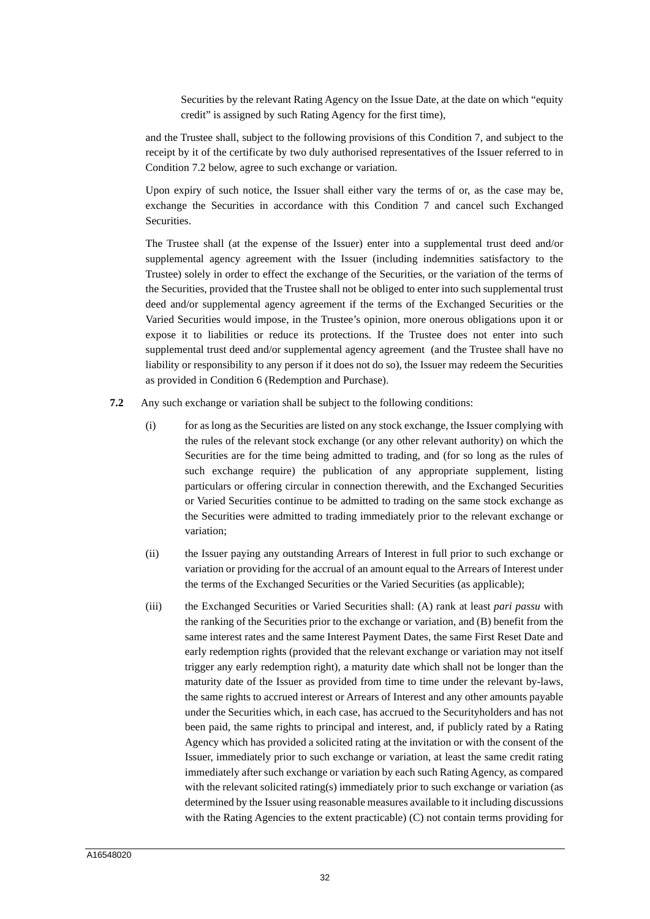Securities by the relevant Rating Agency on the Issue Date, at the date on which "equity credit" is assigned by such Rating Agency for the first time),

and the Trustee shall, subject to the following provisions of this Condition 7, and subject to the receipt by it of the certificate by two duly authorised representatives of the Issuer referred to in Condition 7.2 below, agree to such exchange or variation.

Upon expiry of such notice, the Issuer shall either vary the terms of or, as the case may be, exchange the Securities in accordance with this Condition 7 and cancel such Exchanged Securities.

The Trustee shall (at the expense of the Issuer) enter into a supplemental trust deed and/or supplemental agency agreement with the Issuer (including indemnities satisfactory to the Trustee) solely in order to effect the exchange of the Securities, or the variation of the terms of the Securities, provided that the Trustee shall not be obliged to enter into such supplemental trust deed and/or supplemental agency agreement if the terms of the Exchanged Securities or the Varied Securities would impose, in the Trustee's opinion, more onerous obligations upon it or expose it to liabilities or reduce its protections. If the Trustee does not enter into such supplemental trust deed and/or supplemental agency agreement (and the Trustee shall have no liability or responsibility to any person if it does not do so), the Issuer may redeem the Securities as provided in Condition 6 (Redemption and Purchase).

**7.2** Any such exchange or variation shall be subject to the following conditions:

(i) for as long as the Securities are listed on any stock exchange, the Issuer complying with the rules of the relevant stock exchange (or any other relevant authority) on which the Securities are for the time being admitted to trading, and (for so long as the rules of such exchange require) the publication of any appropriate supplement, listing particulars or offering circular in connection therewith, and the Exchanged Securities or Varied Securities continue to be admitted to trading on the same stock exchange as the Securities were admitted to trading immediately prior to the relevant exchange or variation;

(ii) the Issuer paying any outstanding Arrears of Interest in full prior to such exchange or variation or providing for the accrual of an amount equal to the Arrears of Interest under the terms of the Exchanged Securities or the Varied Securities (as applicable);

(iii) the Exchanged Securities or Varied Securities shall: (A) rank at least *pari passu* with the ranking of the Securities prior to the exchange or variation, and (B) benefit from the same interest rates and the same Interest Payment Dates, the same First Reset Date and early redemption rights (provided that the relevant exchange or variation may not itself trigger any early redemption right), a maturity date which shall not be longer than the maturity date of the Issuer as provided from time to time under the relevant by-laws, the same rights to accrued interest or Arrears of Interest and any other amounts payable under the Securities which, in each case, has accrued to the Securityholders and has not been paid, the same rights to principal and interest, and, if publicly rated by a Rating Agency which has provided a solicited rating at the invitation or with the consent of the Issuer, immediately prior to such exchange or variation, at least the same credit rating immediately after such exchange or variation by each such Rating Agency, as compared with the relevant solicited rating(s) immediately prior to such exchange or variation (as determined by the Issuer using reasonable measures available to it including discussions with the Rating Agencies to the extent practicable) (C) not contain terms providing for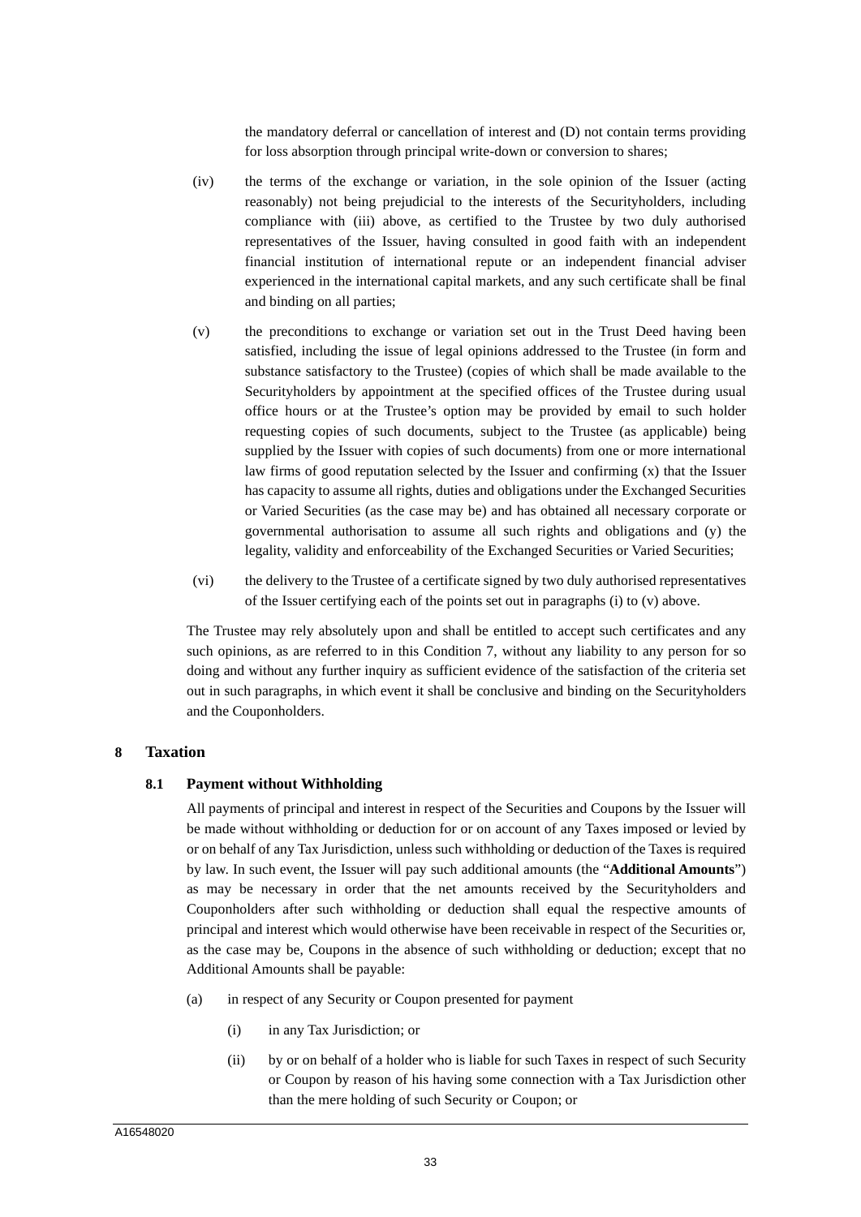the mandatory deferral or cancellation of interest and (D) not contain terms providing for loss absorption through principal write-down or conversion to shares;

(iv) the terms of the exchange or variation, in the sole opinion of the Issuer (acting reasonably) not being prejudicial to the interests of the Securityholders, including compliance with (iii) above, as certified to the Trustee by two duly authorised representatives of the Issuer, having consulted in good faith with an independent financial institution of international repute or an independent financial adviser experienced in the international capital markets, and any such certificate shall be final and binding on all parties;

(v) the preconditions to exchange or variation set out in the Trust Deed having been satisfied, including the issue of legal opinions addressed to the Trustee (in form and substance satisfactory to the Trustee) (copies of which shall be made available to the Securityholders by appointment at the specified offices of the Trustee during usual office hours or at the Trustee's option may be provided by email to such holder requesting copies of such documents, subject to the Trustee (as applicable) being supplied by the Issuer with copies of such documents) from one or more international law firms of good reputation selected by the Issuer and confirming (x) that the Issuer has capacity to assume all rights, duties and obligations under the Exchanged Securities or Varied Securities (as the case may be) and has obtained all necessary corporate or governmental authorisation to assume all such rights and obligations and (y) the legality, validity and enforceability of the Exchanged Securities or Varied Securities;

(vi) the delivery to the Trustee of a certificate signed by two duly authorised representatives of the Issuer certifying each of the points set out in paragraphs (i) to (v) above.

The Trustee may rely absolutely upon and shall be entitled to accept such certificates and any such opinions, as are referred to in this Condition 7, without any liability to any person for so doing and without any further inquiry as sufficient evidence of the satisfaction of the criteria set out in such paragraphs, in which event it shall be conclusive and binding on the Securityholders and the Couponholders.

## 8 Taxation

### 8.1 Payment without Withholding

All payments of principal and interest in respect of the Securities and Coupons by the Issuer will be made without withholding or deduction for or on account of any Taxes imposed or levied by or on behalf of any Tax Jurisdiction, unless such withholding or deduction of the Taxes is required by law. In such event, the Issuer will pay such additional amounts (the "**Additional Amounts**") as may be necessary in order that the net amounts received by the Securityholders and Couponholders after such withholding or deduction shall equal the respective amounts of principal and interest which would otherwise have been receivable in respect of the Securities or, as the case may be, Coupons in the absence of such withholding or deduction; except that no Additional Amounts shall be payable:

(a) in respect of any Security or Coupon presented for payment

   (i) in any Tax Jurisdiction; or

   (ii) by or on behalf of a holder who is liable for such Taxes in respect of such Security or Coupon by reason of his having some connection with a Tax Jurisdiction other than the mere holding of such Security or Coupon; or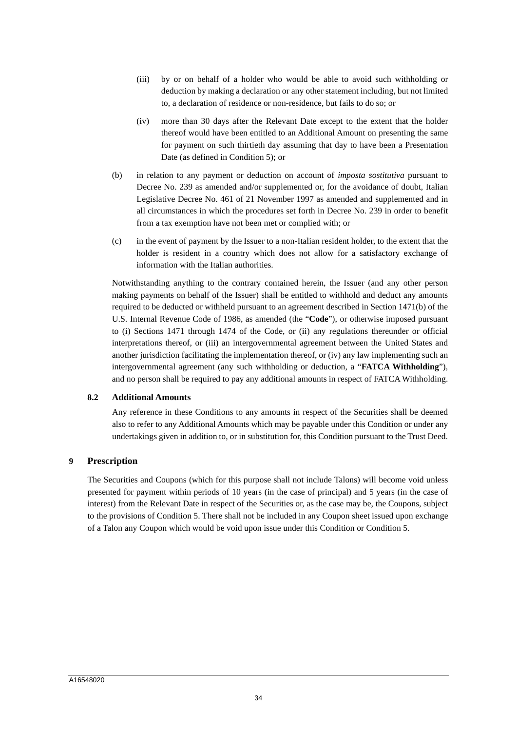(iii) by or on behalf of a holder who would be able to avoid such withholding or deduction by making a declaration or any other statement including, but not limited to, a declaration of residence or non-residence, but fails to do so; or

(iv) more than 30 days after the Relevant Date except to the extent that the holder thereof would have been entitled to an Additional Amount on presenting the same for payment on such thirtieth day assuming that day to have been a Presentation Date (as defined in Condition 5); or

(b) in relation to any payment or deduction on account of *imposta sostitutiva* pursuant to Decree No. 239 as amended and/or supplemented or, for the avoidance of doubt, Italian Legislative Decree No. 461 of 21 November 1997 as amended and supplemented and in all circumstances in which the procedures set forth in Decree No. 239 in order to benefit from a tax exemption have not been met or complied with; or

(c) in the event of payment by the Issuer to a non-Italian resident holder, to the extent that the holder is resident in a country which does not allow for a satisfactory exchange of information with the Italian authorities.

Notwithstanding anything to the contrary contained herein, the Issuer (and any other person making payments on behalf of the Issuer) shall be entitled to withhold and deduct any amounts required to be deducted or withheld pursuant to an agreement described in Section 1471(b) of the U.S. Internal Revenue Code of 1986, as amended (the "**Code**"), or otherwise imposed pursuant to (i) Sections 1471 through 1474 of the Code, or (ii) any regulations thereunder or official interpretations thereof, or (iii) an intergovernmental agreement between the United States and another jurisdiction facilitating the implementation thereof, or (iv) any law implementing such an intergovernmental agreement (any such withholding or deduction, a "**FATCA Withholding**"), and no person shall be required to pay any additional amounts in respect of FATCA Withholding.

### 8.2 Additional Amounts

Any reference in these Conditions to any amounts in respect of the Securities shall be deemed also to refer to any Additional Amounts which may be payable under this Condition or under any undertakings given in addition to, or in substitution for, this Condition pursuant to the Trust Deed.

## 9 Prescription

The Securities and Coupons (which for this purpose shall not include Talons) will become void unless presented for payment within periods of 10 years (in the case of principal) and 5 years (in the case of interest) from the Relevant Date in respect of the Securities or, as the case may be, the Coupons, subject to the provisions of Condition 5. There shall not be included in any Coupon sheet issued upon exchange of a Talon any Coupon which would be void upon issue under this Condition or Condition 5.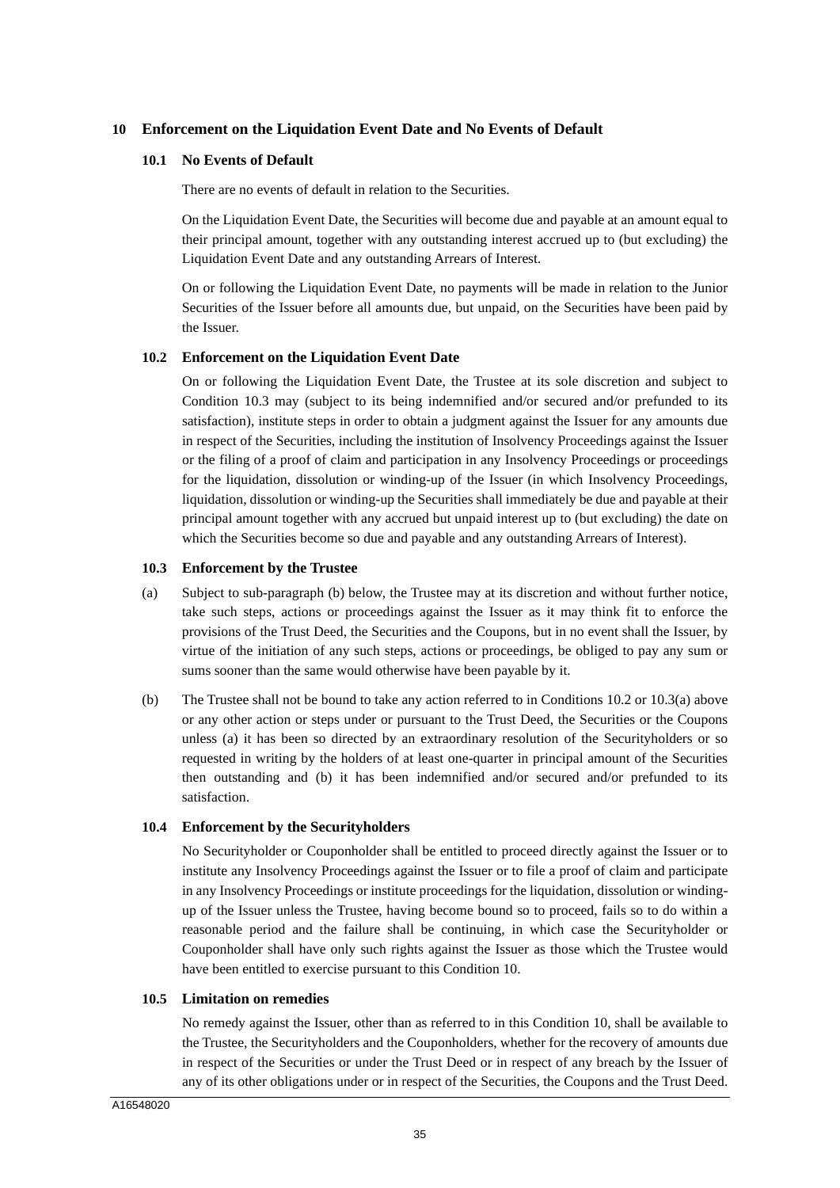## 10 Enforcement on the Liquidation Event Date and No Events of Default

### 10.1 No Events of Default

There are no events of default in relation to the Securities.

On the Liquidation Event Date, the Securities will become due and payable at an amount equal to their principal amount, together with any outstanding interest accrued up to (but excluding) the Liquidation Event Date and any outstanding Arrears of Interest.

On or following the Liquidation Event Date, no payments will be made in relation to the Junior Securities of the Issuer before all amounts due, but unpaid, on the Securities have been paid by the Issuer.

### 10.2 Enforcement on the Liquidation Event Date

On or following the Liquidation Event Date, the Trustee at its sole discretion and subject to Condition 10.3 may (subject to its being indemnified and/or secured and/or prefunded to its satisfaction), institute steps in order to obtain a judgment against the Issuer for any amounts due in respect of the Securities, including the institution of Insolvency Proceedings against the Issuer or the filing of a proof of claim and participation in any Insolvency Proceedings or proceedings for the liquidation, dissolution or winding-up of the Issuer (in which Insolvency Proceedings, liquidation, dissolution or winding-up the Securities shall immediately be due and payable at their principal amount together with any accrued but unpaid interest up to (but excluding) the date on which the Securities become so due and payable and any outstanding Arrears of Interest).

### 10.3 Enforcement by the Trustee

(a) Subject to sub-paragraph (b) below, the Trustee may at its discretion and without further notice, take such steps, actions or proceedings against the Issuer as it may think fit to enforce the provisions of the Trust Deed, the Securities and the Coupons, but in no event shall the Issuer, by virtue of the initiation of any such steps, actions or proceedings, be obliged to pay any sum or sums sooner than the same would otherwise have been payable by it.

(b) The Trustee shall not be bound to take any action referred to in Conditions 10.2 or 10.3(a) above or any other action or steps under or pursuant to the Trust Deed, the Securities or the Coupons unless (a) it has been so directed by an extraordinary resolution of the Securityholders or so requested in writing by the holders of at least one-quarter in principal amount of the Securities then outstanding and (b) it has been indemnified and/or secured and/or prefunded to its satisfaction.

### 10.4 Enforcement by the Securityholders

No Securityholder or Couponholder shall be entitled to proceed directly against the Issuer or to institute any Insolvency Proceedings against the Issuer or to file a proof of claim and participate in any Insolvency Proceedings or institute proceedings for the liquidation, dissolution or winding-up of the Issuer unless the Trustee, having become bound so to proceed, fails so to do within a reasonable period and the failure shall be continuing, in which case the Securityholder or Couponholder shall have only such rights against the Issuer as those which the Trustee would have been entitled to exercise pursuant to this Condition 10.

### 10.5 Limitation on remedies

No remedy against the Issuer, other than as referred to in this Condition 10, shall be available to the Trustee, the Securityholders and the Couponholders, whether for the recovery of amounts due in respect of the Securities or under the Trust Deed or in respect of any breach by the Issuer of any of its other obligations under or in respect of the Securities, the Coupons and the Trust Deed.

A16548020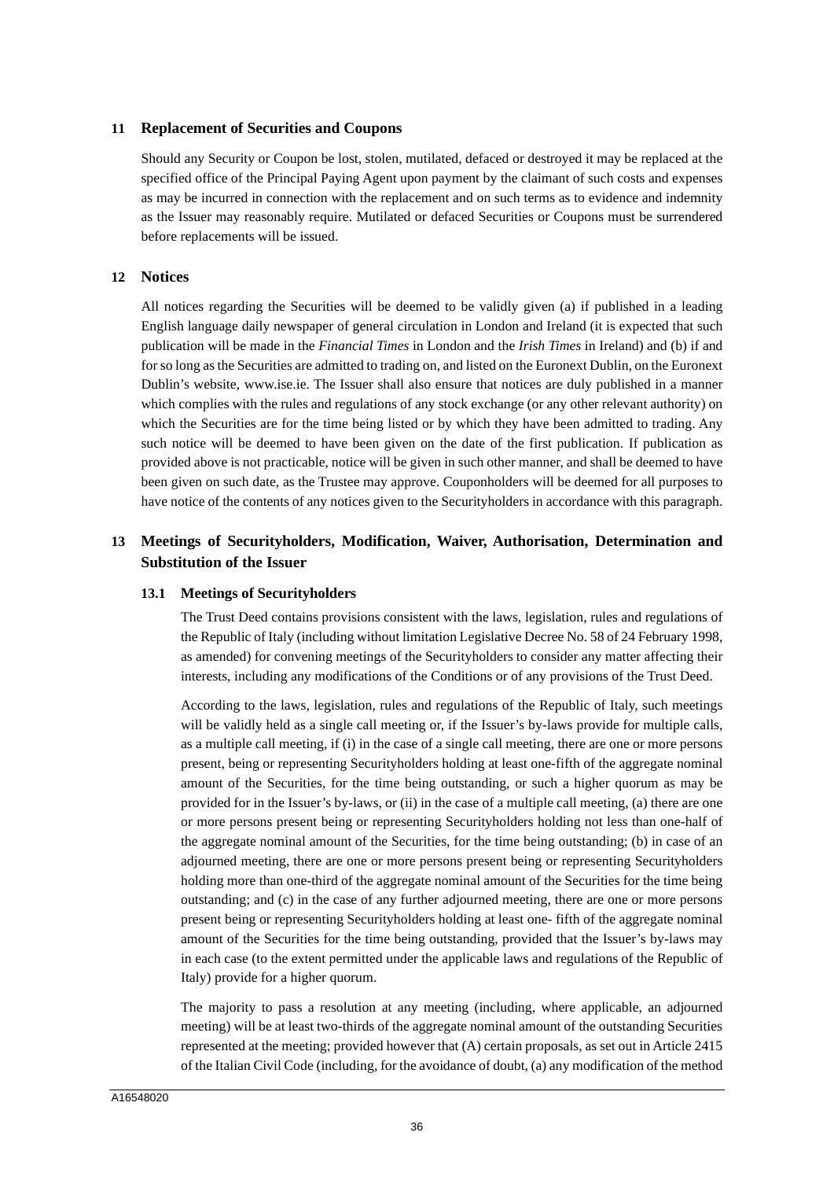## 11 Replacement of Securities and Coupons

Should any Security or Coupon be lost, stolen, mutilated, defaced or destroyed it may be replaced at the specified office of the Principal Paying Agent upon payment by the claimant of such costs and expenses as may be incurred in connection with the replacement and on such terms as to evidence and indemnity as the Issuer may reasonably require. Mutilated or defaced Securities or Coupons must be surrendered before replacements will be issued.

## 12 Notices

All notices regarding the Securities will be deemed to be validly given (a) if published in a leading English language daily newspaper of general circulation in London and Ireland (it is expected that such publication will be made in the *Financial Times* in London and the *Irish Times* in Ireland) and (b) if and for so long as the Securities are admitted to trading on, and listed on the Euronext Dublin, on the Euronext Dublin's website, www.ise.ie. The Issuer shall also ensure that notices are duly published in a manner which complies with the rules and regulations of any stock exchange (or any other relevant authority) on which the Securities are for the time being listed or by which they have been admitted to trading. Any such notice will be deemed to have been given on the date of the first publication. If publication as provided above is not practicable, notice will be given in such other manner, and shall be deemed to have been given on such date, as the Trustee may approve. Couponholders will be deemed for all purposes to have notice of the contents of any notices given to the Securityholders in accordance with this paragraph.

## 13 Meetings of Securityholders, Modification, Waiver, Authorisation, Determination and Substitution of the Issuer

### 13.1 Meetings of Securityholders

The Trust Deed contains provisions consistent with the laws, legislation, rules and regulations of the Republic of Italy (including without limitation Legislative Decree No. 58 of 24 February 1998, as amended) for convening meetings of the Securityholders to consider any matter affecting their interests, including any modifications of the Conditions or of any provisions of the Trust Deed.

According to the laws, legislation, rules and regulations of the Republic of Italy, such meetings will be validly held as a single call meeting or, if the Issuer's by-laws provide for multiple calls, as a multiple call meeting, if (i) in the case of a single call meeting, there are one or more persons present, being or representing Securityholders holding at least one-fifth of the aggregate nominal amount of the Securities, for the time being outstanding, or such a higher quorum as may be provided for in the Issuer's by-laws, or (ii) in the case of a multiple call meeting, (a) there are one or more persons present being or representing Securityholders holding not less than one-half of the aggregate nominal amount of the Securities, for the time being outstanding; (b) in case of an adjourned meeting, there are one or more persons present being or representing Securityholders holding more than one-third of the aggregate nominal amount of the Securities for the time being outstanding; and (c) in the case of any further adjourned meeting, there are one or more persons present being or representing Securityholders holding at least one- fifth of the aggregate nominal amount of the Securities for the time being outstanding, provided that the Issuer's by-laws may in each case (to the extent permitted under the applicable laws and regulations of the Republic of Italy) provide for a higher quorum.

The majority to pass a resolution at any meeting (including, where applicable, an adjourned meeting) will be at least two-thirds of the aggregate nominal amount of the outstanding Securities represented at the meeting; provided however that (A) certain proposals, as set out in Article 2415 of the Italian Civil Code (including, for the avoidance of doubt, (a) any modification of the method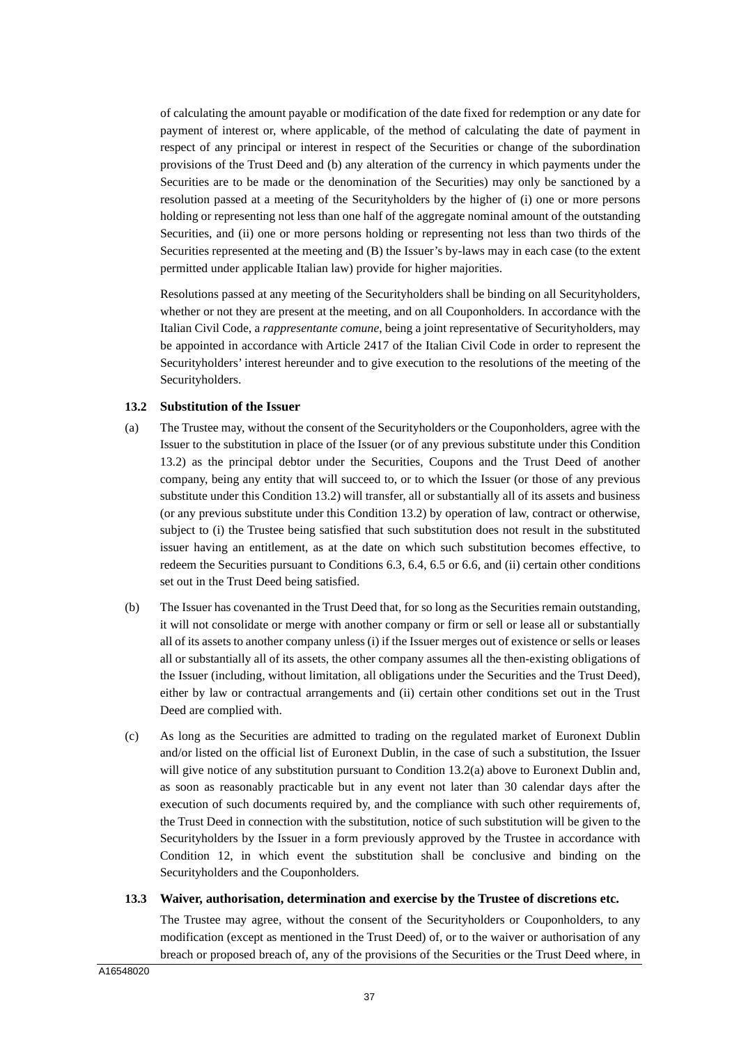of calculating the amount payable or modification of the date fixed for redemption or any date for payment of interest or, where applicable, of the method of calculating the date of payment in respect of any principal or interest in respect of the Securities or change of the subordination provisions of the Trust Deed and (b) any alteration of the currency in which payments under the Securities are to be made or the denomination of the Securities) may only be sanctioned by a resolution passed at a meeting of the Securityholders by the higher of (i) one or more persons holding or representing not less than one half of the aggregate nominal amount of the outstanding Securities, and (ii) one or more persons holding or representing not less than two thirds of the Securities represented at the meeting and (B) the Issuer's by-laws may in each case (to the extent permitted under applicable Italian law) provide for higher majorities.

Resolutions passed at any meeting of the Securityholders shall be binding on all Securityholders, whether or not they are present at the meeting, and on all Couponholders. In accordance with the Italian Civil Code, a *rappresentante comune*, being a joint representative of Securityholders, may be appointed in accordance with Article 2417 of the Italian Civil Code in order to represent the Securityholders' interest hereunder and to give execution to the resolutions of the meeting of the Securityholders.

**13.2 Substitution of the Issuer**

(a) The Trustee may, without the consent of the Securityholders or the Couponholders, agree with the Issuer to the substitution in place of the Issuer (or of any previous substitute under this Condition 13.2) as the principal debtor under the Securities, Coupons and the Trust Deed of another company, being any entity that will succeed to, or to which the Issuer (or those of any previous substitute under this Condition 13.2) will transfer, all or substantially all of its assets and business (or any previous substitute under this Condition 13.2) by operation of law, contract or otherwise, subject to (i) the Trustee being satisfied that such substitution does not result in the substituted issuer having an entitlement, as at the date on which such substitution becomes effective, to redeem the Securities pursuant to Conditions 6.3, 6.4, 6.5 or 6.6, and (ii) certain other conditions set out in the Trust Deed being satisfied.

(b) The Issuer has covenanted in the Trust Deed that, for so long as the Securities remain outstanding, it will not consolidate or merge with another company or firm or sell or lease all or substantially all of its assets to another company unless (i) if the Issuer merges out of existence or sells or leases all or substantially all of its assets, the other company assumes all the then-existing obligations of the Issuer (including, without limitation, all obligations under the Securities and the Trust Deed), either by law or contractual arrangements and (ii) certain other conditions set out in the Trust Deed are complied with.

(c) As long as the Securities are admitted to trading on the regulated market of Euronext Dublin and/or listed on the official list of Euronext Dublin, in the case of such a substitution, the Issuer will give notice of any substitution pursuant to Condition 13.2(a) above to Euronext Dublin and, as soon as reasonably practicable but in any event not later than 30 calendar days after the execution of such documents required by, and the compliance with such other requirements of, the Trust Deed in connection with the substitution, notice of such substitution will be given to the Securityholders by the Issuer in a form previously approved by the Trustee in accordance with Condition 12, in which event the substitution shall be conclusive and binding on the Securityholders and the Couponholders.

**13.3 Waiver, authorisation, determination and exercise by the Trustee of discretions etc.**

The Trustee may agree, without the consent of the Securityholders or Couponholders, to any modification (except as mentioned in the Trust Deed) of, or to the waiver or authorisation of any breach or proposed breach of, any of the provisions of the Securities or the Trust Deed where, in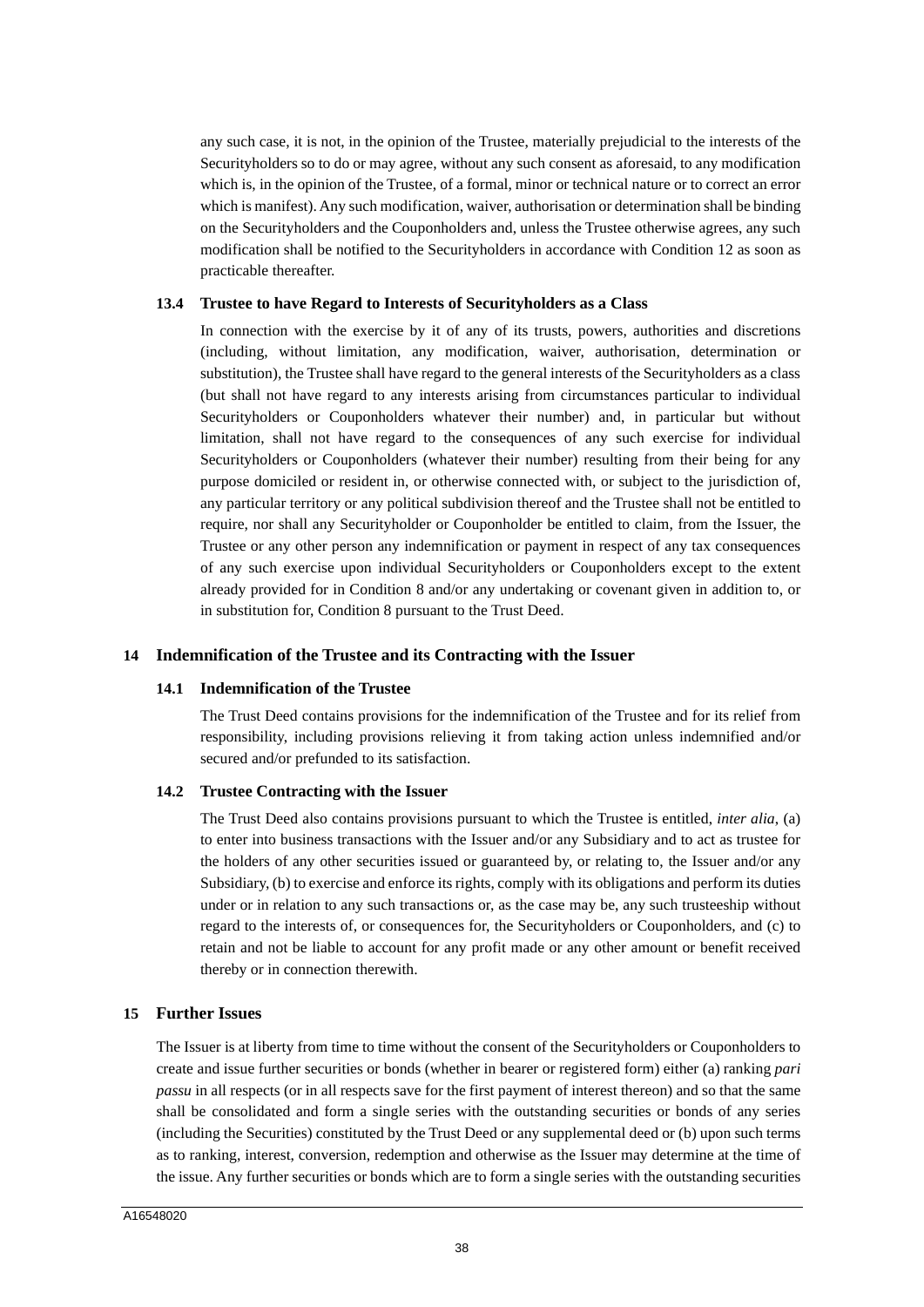any such case, it is not, in the opinion of the Trustee, materially prejudicial to the interests of the Securityholders so to do or may agree, without any such consent as aforesaid, to any modification which is, in the opinion of the Trustee, of a formal, minor or technical nature or to correct an error which is manifest). Any such modification, waiver, authorisation or determination shall be binding on the Securityholders and the Couponholders and, unless the Trustee otherwise agrees, any such modification shall be notified to the Securityholders in accordance with Condition 12 as soon as practicable thereafter.

### 13.4 Trustee to have Regard to Interests of Securityholders as a Class

In connection with the exercise by it of any of its trusts, powers, authorities and discretions (including, without limitation, any modification, waiver, authorisation, determination or substitution), the Trustee shall have regard to the general interests of the Securityholders as a class (but shall not have regard to any interests arising from circumstances particular to individual Securityholders or Couponholders whatever their number) and, in particular but without limitation, shall not have regard to the consequences of any such exercise for individual Securityholders or Couponholders (whatever their number) resulting from their being for any purpose domiciled or resident in, or otherwise connected with, or subject to the jurisdiction of, any particular territory or any political subdivision thereof and the Trustee shall not be entitled to require, nor shall any Securityholder or Couponholder be entitled to claim, from the Issuer, the Trustee or any other person any indemnification or payment in respect of any tax consequences of any such exercise upon individual Securityholders or Couponholders except to the extent already provided for in Condition 8 and/or any undertaking or covenant given in addition to, or in substitution for, Condition 8 pursuant to the Trust Deed.

## 14 Indemnification of the Trustee and its Contracting with the Issuer

### 14.1 Indemnification of the Trustee

The Trust Deed contains provisions for the indemnification of the Trustee and for its relief from responsibility, including provisions relieving it from taking action unless indemnified and/or secured and/or prefunded to its satisfaction.

### 14.2 Trustee Contracting with the Issuer

The Trust Deed also contains provisions pursuant to which the Trustee is entitled, *inter alia*, (a) to enter into business transactions with the Issuer and/or any Subsidiary and to act as trustee for the holders of any other securities issued or guaranteed by, or relating to, the Issuer and/or any Subsidiary, (b) to exercise and enforce its rights, comply with its obligations and perform its duties under or in relation to any such transactions or, as the case may be, any such trusteeship without regard to the interests of, or consequences for, the Securityholders or Couponholders, and (c) to retain and not be liable to account for any profit made or any other amount or benefit received thereby or in connection therewith.

## 15 Further Issues

The Issuer is at liberty from time to time without the consent of the Securityholders or Couponholders to create and issue further securities or bonds (whether in bearer or registered form) either (a) ranking *pari passu* in all respects (or in all respects save for the first payment of interest thereon) and so that the same shall be consolidated and form a single series with the outstanding securities or bonds of any series (including the Securities) constituted by the Trust Deed or any supplemental deed or (b) upon such terms as to ranking, interest, conversion, redemption and otherwise as the Issuer may determine at the time of the issue. Any further securities or bonds which are to form a single series with the outstanding securities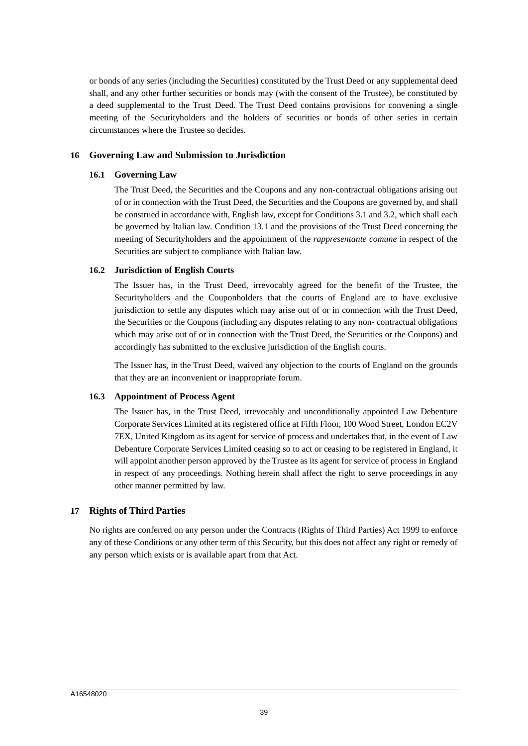or bonds of any series (including the Securities) constituted by the Trust Deed or any supplemental deed shall, and any other further securities or bonds may (with the consent of the Trustee), be constituted by a deed supplemental to the Trust Deed. The Trust Deed contains provisions for convening a single meeting of the Securityholders and the holders of securities or bonds of other series in certain circumstances where the Trustee so decides.

## 16 Governing Law and Submission to Jurisdiction

### 16.1 Governing Law

The Trust Deed, the Securities and the Coupons and any non-contractual obligations arising out of or in connection with the Trust Deed, the Securities and the Coupons are governed by, and shall be construed in accordance with, English law, except for Conditions 3.1 and 3.2, which shall each be governed by Italian law. Condition 13.1 and the provisions of the Trust Deed concerning the meeting of Securityholders and the appointment of the *rappresentante comune* in respect of the Securities are subject to compliance with Italian law.

### 16.2 Jurisdiction of English Courts

The Issuer has, in the Trust Deed, irrevocably agreed for the benefit of the Trustee, the Securityholders and the Couponholders that the courts of England are to have exclusive jurisdiction to settle any disputes which may arise out of or in connection with the Trust Deed, the Securities or the Coupons (including any disputes relating to any non- contractual obligations which may arise out of or in connection with the Trust Deed, the Securities or the Coupons) and accordingly has submitted to the exclusive jurisdiction of the English courts.

The Issuer has, in the Trust Deed, waived any objection to the courts of England on the grounds that they are an inconvenient or inappropriate forum.

### 16.3 Appointment of Process Agent

The Issuer has, in the Trust Deed, irrevocably and unconditionally appointed Law Debenture Corporate Services Limited at its registered office at Fifth Floor, 100 Wood Street, London EC2V 7EX, United Kingdom as its agent for service of process and undertakes that, in the event of Law Debenture Corporate Services Limited ceasing so to act or ceasing to be registered in England, it will appoint another person approved by the Trustee as its agent for service of process in England in respect of any proceedings. Nothing herein shall affect the right to serve proceedings in any other manner permitted by law.

## 17 Rights of Third Parties

No rights are conferred on any person under the Contracts (Rights of Third Parties) Act 1999 to enforce any of these Conditions or any other term of this Security, but this does not affect any right or remedy of any person which exists or is available apart from that Act.